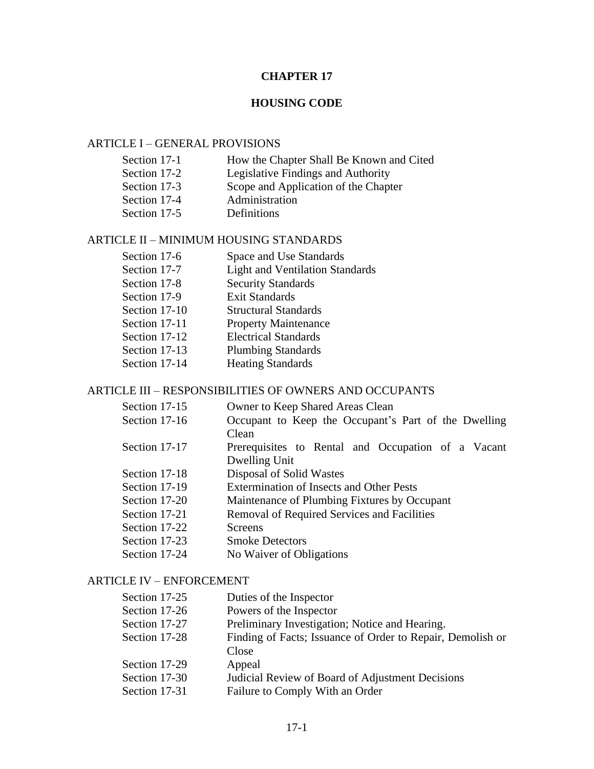# CHAPTER 17

# HOUSING CODE

## ARTICLE I – GENERAL PROVISIONS

| | |
|---|---|
| Section 17-1 | How the Chapter Shall Be Known and Cited |
| Section 17-2 | Legislative Findings and Authority |
| Section 17-3 | Scope and Application of the Chapter |
| Section 17-4 | Administration |
| Section 17-5 | Definitions |

## ARTICLE II – MINIMUM HOUSING STANDARDS

| | |
|---|---|
| Section 17-6 | Space and Use Standards |
| Section 17-7 | Light and Ventilation Standards |
| Section 17-8 | Security Standards |
| Section 17-9 | Exit Standards |
| Section 17-10 | Structural Standards |
| Section 17-11 | Property Maintenance |
| Section 17-12 | Electrical Standards |
| Section 17-13 | Plumbing Standards |
| Section 17-14 | Heating Standards |

## ARTICLE III – RESPONSIBILITIES OF OWNERS AND OCCUPANTS

| | |
|---|---|
| Section 17-15 | Owner to Keep Shared Areas Clean |
| Section 17-16 | Occupant to Keep the Occupant's Part of the Dwelling Clean |
| Section 17-17 | Prerequisites to Rental and Occupation of a Vacant Dwelling Unit |
| Section 17-18 | Disposal of Solid Wastes |
| Section 17-19 | Extermination of Insects and Other Pests |
| Section 17-20 | Maintenance of Plumbing Fixtures by Occupant |
| Section 17-21 | Removal of Required Services and Facilities |
| Section 17-22 | Screens |
| Section 17-23 | Smoke Detectors |
| Section 17-24 | No Waiver of Obligations |

## ARTICLE IV – ENFORCEMENT

| | |
|---|---|
| Section 17-25 | Duties of the Inspector |
| Section 17-26 | Powers of the Inspector |
| Section 17-27 | Preliminary Investigation; Notice and Hearing. |
| Section 17-28 | Finding of Facts; Issuance of Order to Repair, Demolish or Close |
| Section 17-29 | Appeal |
| Section 17-30 | Judicial Review of Board of Adjustment Decisions |
| Section 17-31 | Failure to Comply With an Order |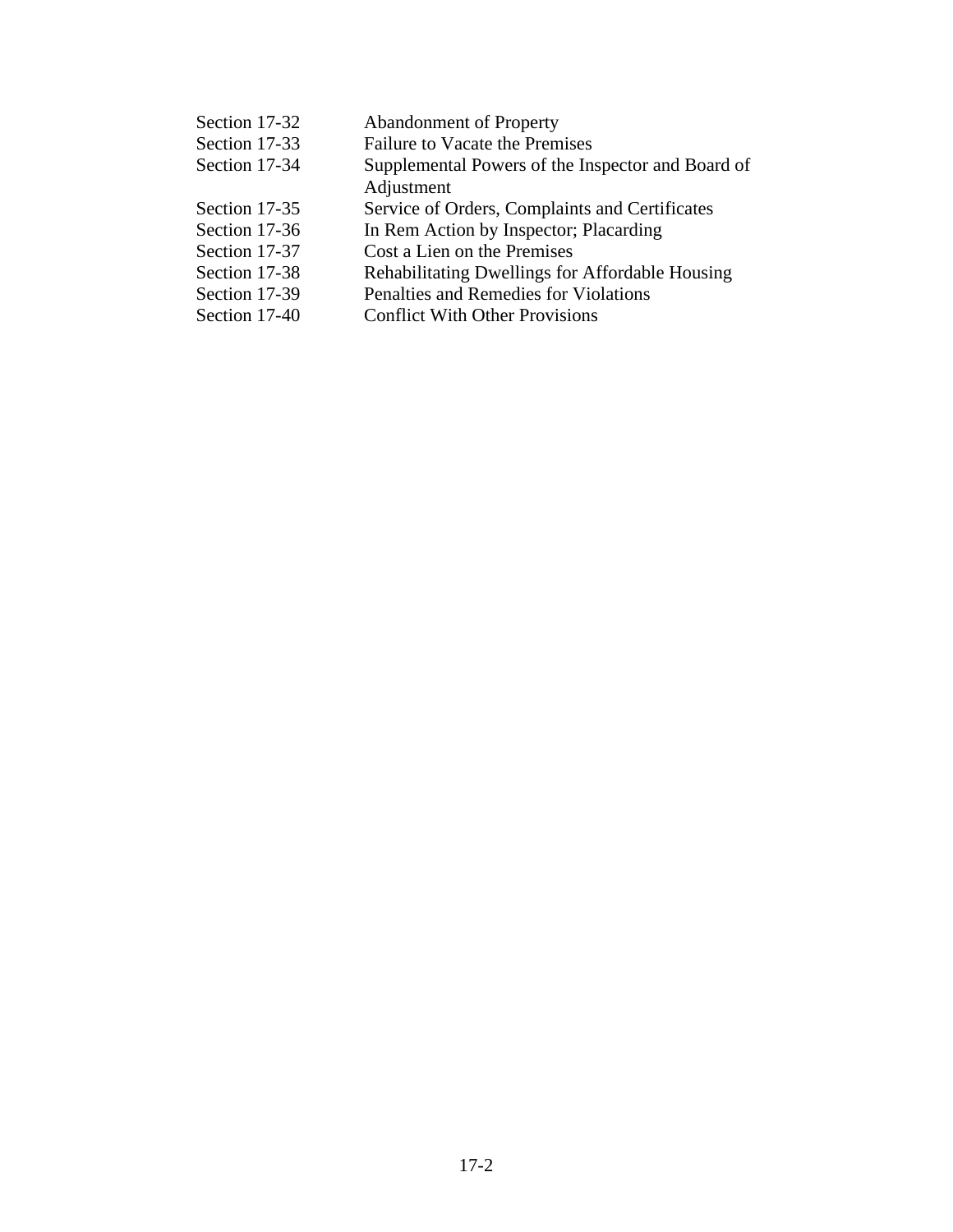| | |
|---|---|
| Section 17-32 | Abandonment of Property |
| Section 17-33 | Failure to Vacate the Premises |
| Section 17-34 | Supplemental Powers of the Inspector and Board of Adjustment |
| Section 17-35 | Service of Orders, Complaints and Certificates |
| Section 17-36 | In Rem Action by Inspector; Placarding |
| Section 17-37 | Cost a Lien on the Premises |
| Section 17-38 | Rehabilitating Dwellings for Affordable Housing |
| Section 17-39 | Penalties and Remedies for Violations |
| Section 17-40 | Conflict With Other Provisions |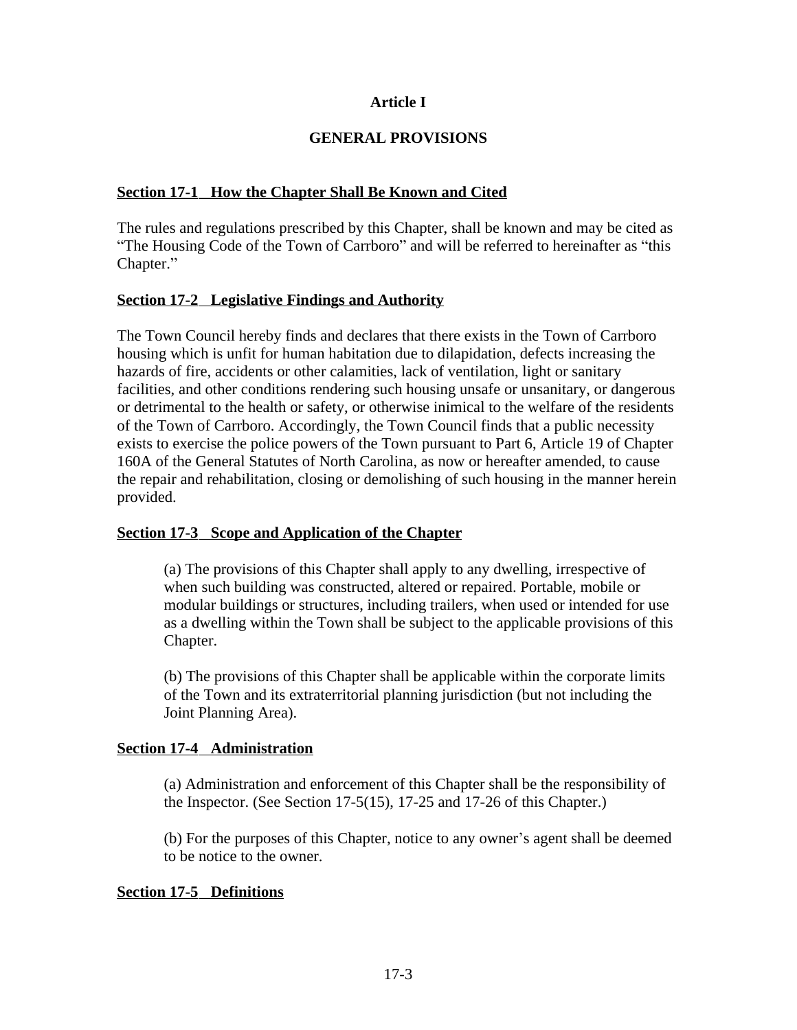# Article I

## GENERAL PROVISIONS

### Section 17-1 How the Chapter Shall Be Known and Cited

The rules and regulations prescribed by this Chapter, shall be known and may be cited as "The Housing Code of the Town of Carrboro" and will be referred to hereinafter as "this Chapter."

### Section 17-2 Legislative Findings and Authority

The Town Council hereby finds and declares that there exists in the Town of Carrboro housing which is unfit for human habitation due to dilapidation, defects increasing the hazards of fire, accidents or other calamities, lack of ventilation, light or sanitary facilities, and other conditions rendering such housing unsafe or unsanitary, or dangerous or detrimental to the health or safety, or otherwise inimical to the welfare of the residents of the Town of Carrboro. Accordingly, the Town Council finds that a public necessity exists to exercise the police powers of the Town pursuant to Part 6, Article 19 of Chapter 160A of the General Statutes of North Carolina, as now or hereafter amended, to cause the repair and rehabilitation, closing or demolishing of such housing in the manner herein provided.

### Section 17-3 Scope and Application of the Chapter

(a) The provisions of this Chapter shall apply to any dwelling, irrespective of when such building was constructed, altered or repaired. Portable, mobile or modular buildings or structures, including trailers, when used or intended for use as a dwelling within the Town shall be subject to the applicable provisions of this Chapter.

(b) The provisions of this Chapter shall be applicable within the corporate limits of the Town and its extraterritorial planning jurisdiction (but not including the Joint Planning Area).

### Section 17-4 Administration

(a) Administration and enforcement of this Chapter shall be the responsibility of the Inspector. (See Section 17-5(15), 17-25 and 17-26 of this Chapter.)

(b) For the purposes of this Chapter, notice to any owner's agent shall be deemed to be notice to the owner.

### Section 17-5 Definitions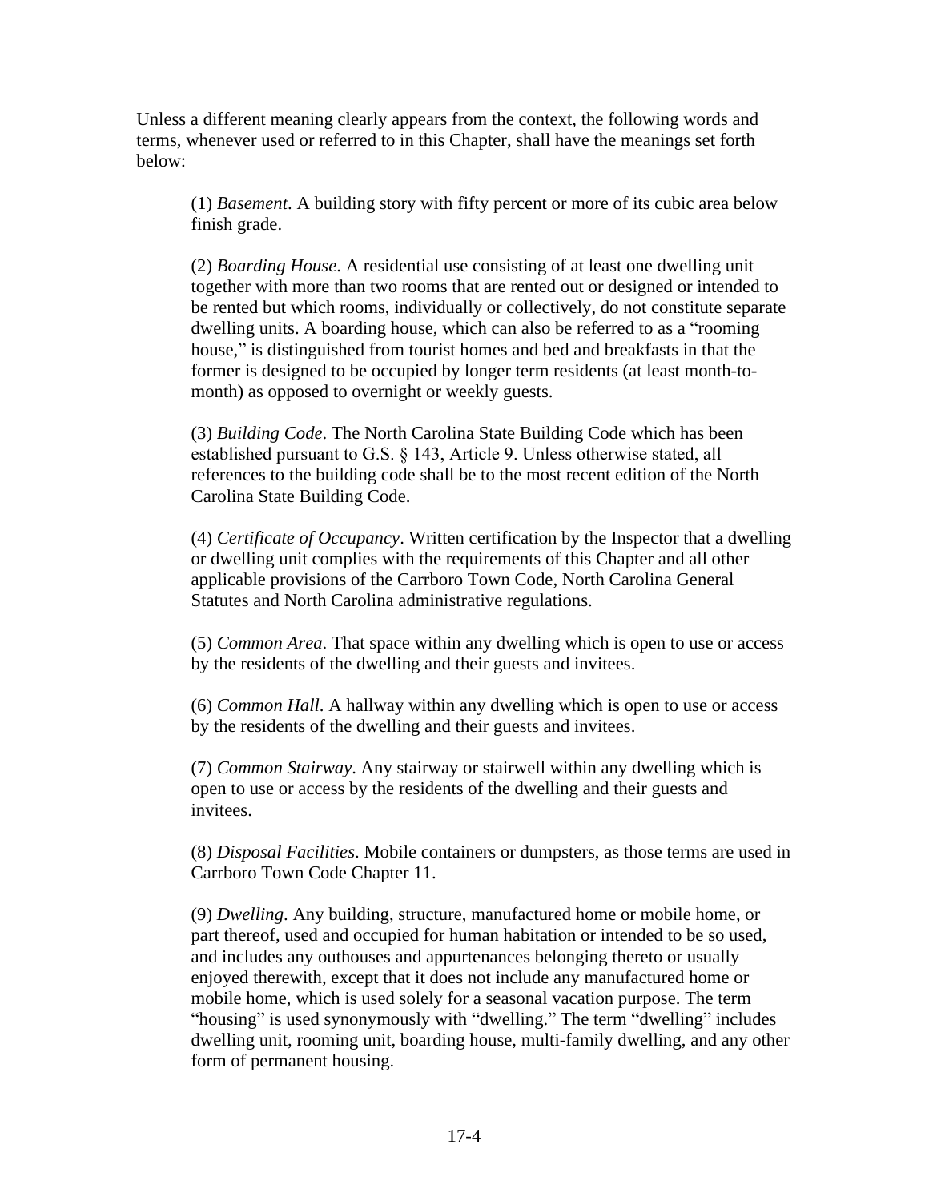Unless a different meaning clearly appears from the context, the following words and terms, whenever used or referred to in this Chapter, shall have the meanings set forth below:

(1) *Basement*. A building story with fifty percent or more of its cubic area below finish grade.

(2) *Boarding House*. A residential use consisting of at least one dwelling unit together with more than two rooms that are rented out or designed or intended to be rented but which rooms, individually or collectively, do not constitute separate dwelling units. A boarding house, which can also be referred to as a "rooming house," is distinguished from tourist homes and bed and breakfasts in that the former is designed to be occupied by longer term residents (at least month-to-month) as opposed to overnight or weekly guests.

(3) *Building Code*. The North Carolina State Building Code which has been established pursuant to G.S. § 143, Article 9. Unless otherwise stated, all references to the building code shall be to the most recent edition of the North Carolina State Building Code.

(4) *Certificate of Occupancy*. Written certification by the Inspector that a dwelling or dwelling unit complies with the requirements of this Chapter and all other applicable provisions of the Carrboro Town Code, North Carolina General Statutes and North Carolina administrative regulations.

(5) *Common Area*. That space within any dwelling which is open to use or access by the residents of the dwelling and their guests and invitees.

(6) *Common Hall*. A hallway within any dwelling which is open to use or access by the residents of the dwelling and their guests and invitees.

(7) *Common Stairway*. Any stairway or stairwell within any dwelling which is open to use or access by the residents of the dwelling and their guests and invitees.

(8) *Disposal Facilities*. Mobile containers or dumpsters, as those terms are used in Carrboro Town Code Chapter 11.

(9) *Dwelling*. Any building, structure, manufactured home or mobile home, or part thereof, used and occupied for human habitation or intended to be so used, and includes any outhouses and appurtenances belonging thereto or usually enjoyed therewith, except that it does not include any manufactured home or mobile home, which is used solely for a seasonal vacation purpose. The term "housing" is used synonymously with "dwelling." The term "dwelling" includes dwelling unit, rooming unit, boarding house, multi-family dwelling, and any other form of permanent housing.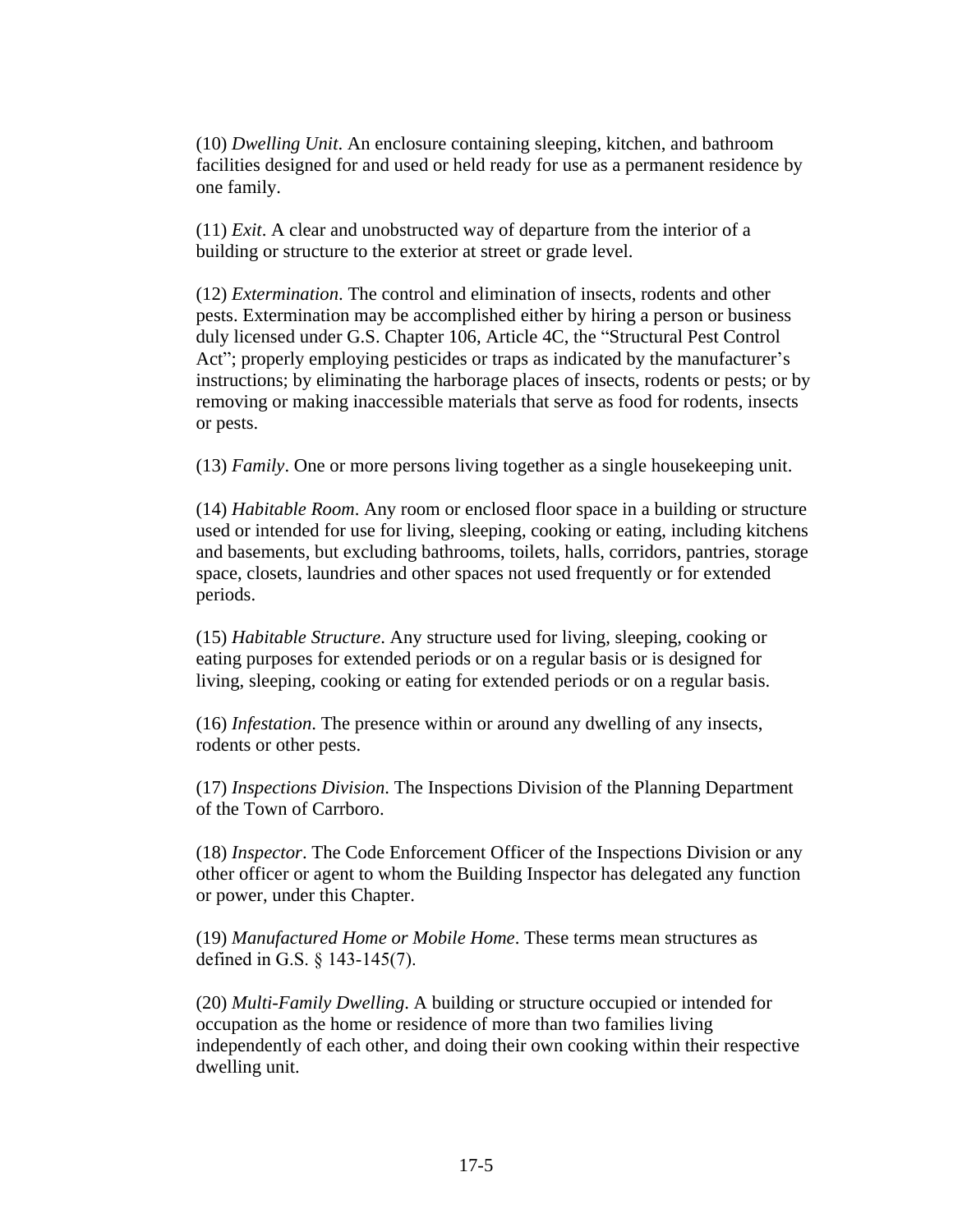(10) *Dwelling Unit*. An enclosure containing sleeping, kitchen, and bathroom facilities designed for and used or held ready for use as a permanent residence by one family.

(11) *Exit*. A clear and unobstructed way of departure from the interior of a building or structure to the exterior at street or grade level.

(12) *Extermination*. The control and elimination of insects, rodents and other pests. Extermination may be accomplished either by hiring a person or business duly licensed under G.S. Chapter 106, Article 4C, the "Structural Pest Control Act"; properly employing pesticides or traps as indicated by the manufacturer's instructions; by eliminating the harborage places of insects, rodents or pests; or by removing or making inaccessible materials that serve as food for rodents, insects or pests.

(13) *Family*. One or more persons living together as a single housekeeping unit.

(14) *Habitable Room*. Any room or enclosed floor space in a building or structure used or intended for use for living, sleeping, cooking or eating, including kitchens and basements, but excluding bathrooms, toilets, halls, corridors, pantries, storage space, closets, laundries and other spaces not used frequently or for extended periods.

(15) *Habitable Structure*. Any structure used for living, sleeping, cooking or eating purposes for extended periods or on a regular basis or is designed for living, sleeping, cooking or eating for extended periods or on a regular basis.

(16) *Infestation*. The presence within or around any dwelling of any insects, rodents or other pests.

(17) *Inspections Division*. The Inspections Division of the Planning Department of the Town of Carrboro.

(18) *Inspector*. The Code Enforcement Officer of the Inspections Division or any other officer or agent to whom the Building Inspector has delegated any function or power, under this Chapter.

(19) *Manufactured Home or Mobile Home*. These terms mean structures as defined in G.S. § 143-145(7).

(20) *Multi-Family Dwelling*. A building or structure occupied or intended for occupation as the home or residence of more than two families living independently of each other, and doing their own cooking within their respective dwelling unit.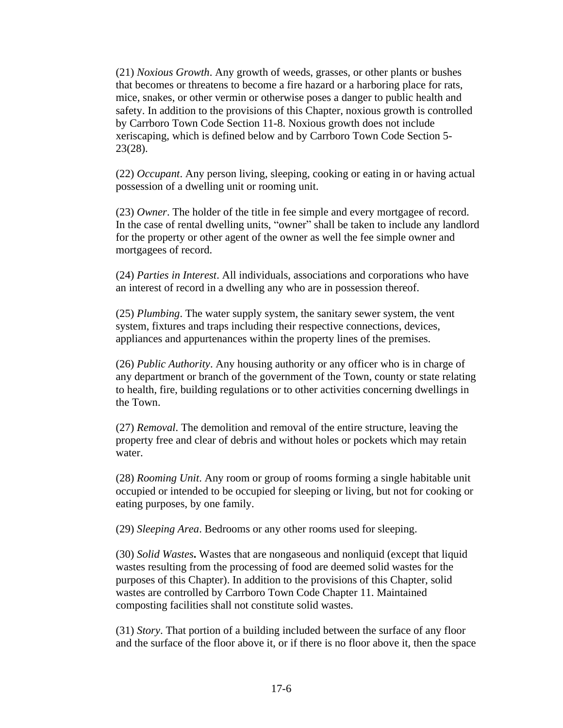(21) *Noxious Growth*. Any growth of weeds, grasses, or other plants or bushes that becomes or threatens to become a fire hazard or a harboring place for rats, mice, snakes, or other vermin or otherwise poses a danger to public health and safety. In addition to the provisions of this Chapter, noxious growth is controlled by Carrboro Town Code Section 11-8. Noxious growth does not include xeriscaping, which is defined below and by Carrboro Town Code Section 5-23(28).

(22) *Occupant*. Any person living, sleeping, cooking or eating in or having actual possession of a dwelling unit or rooming unit.

(23) *Owner*. The holder of the title in fee simple and every mortgagee of record. In the case of rental dwelling units, "owner" shall be taken to include any landlord for the property or other agent of the owner as well the fee simple owner and mortgagees of record.

(24) *Parties in Interest*. All individuals, associations and corporations who have an interest of record in a dwelling any who are in possession thereof.

(25) *Plumbing*. The water supply system, the sanitary sewer system, the vent system, fixtures and traps including their respective connections, devices, appliances and appurtenances within the property lines of the premises.

(26) *Public Authority*. Any housing authority or any officer who is in charge of any department or branch of the government of the Town, county or state relating to health, fire, building regulations or to other activities concerning dwellings in the Town.

(27) *Removal*. The demolition and removal of the entire structure, leaving the property free and clear of debris and without holes or pockets which may retain water.

(28) *Rooming Unit*. Any room or group of rooms forming a single habitable unit occupied or intended to be occupied for sleeping or living, but not for cooking or eating purposes, by one family.

(29) *Sleeping Area*. Bedrooms or any other rooms used for sleeping.

(30) *Solid Wastes***.** Wastes that are nongaseous and nonliquid (except that liquid wastes resulting from the processing of food are deemed solid wastes for the purposes of this Chapter). In addition to the provisions of this Chapter, solid wastes are controlled by Carrboro Town Code Chapter 11. Maintained composting facilities shall not constitute solid wastes.

(31) *Story*. That portion of a building included between the surface of any floor and the surface of the floor above it, or if there is no floor above it, then the space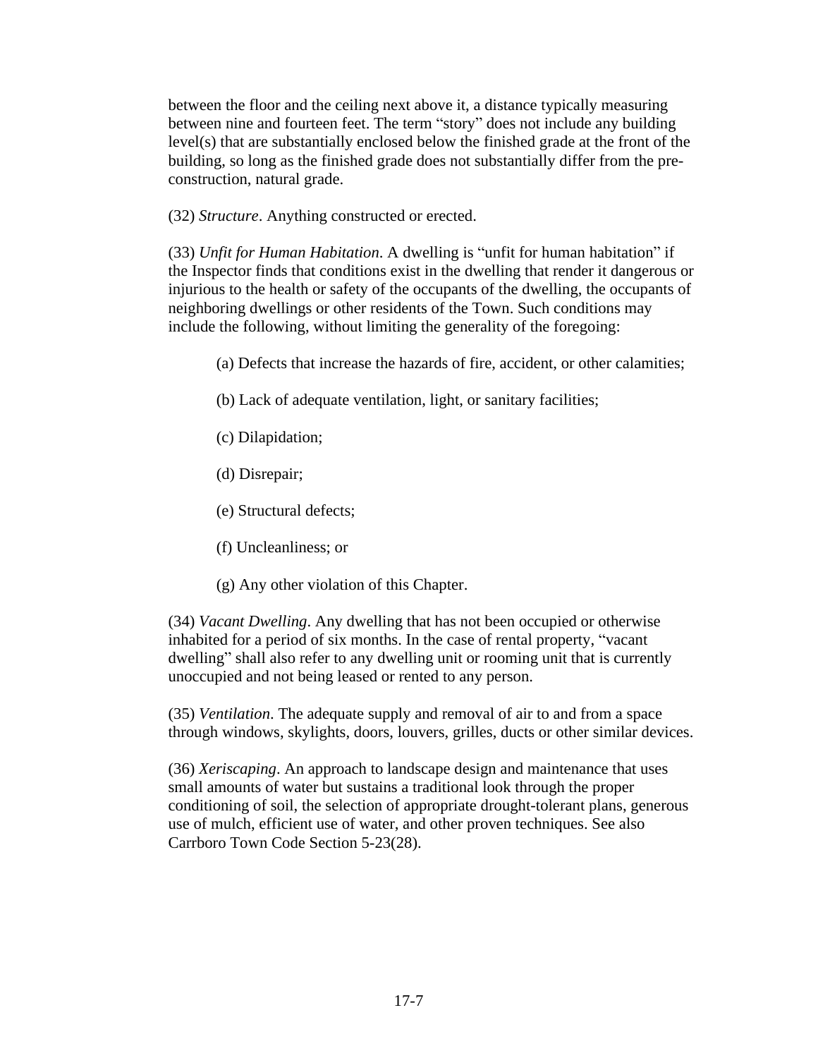between the floor and the ceiling next above it, a distance typically measuring between nine and fourteen feet. The term "story" does not include any building level(s) that are substantially enclosed below the finished grade at the front of the building, so long as the finished grade does not substantially differ from the pre-construction, natural grade.

(32) *Structure*. Anything constructed or erected.

(33) *Unfit for Human Habitation*. A dwelling is "unfit for human habitation" if the Inspector finds that conditions exist in the dwelling that render it dangerous or injurious to the health or safety of the occupants of the dwelling, the occupants of neighboring dwellings or other residents of the Town. Such conditions may include the following, without limiting the generality of the foregoing:

(a) Defects that increase the hazards of fire, accident, or other calamities;

(b) Lack of adequate ventilation, light, or sanitary facilities;

(c) Dilapidation;

(d) Disrepair;

(e) Structural defects;

(f) Uncleanliness; or

(g) Any other violation of this Chapter.

(34) *Vacant Dwelling*. Any dwelling that has not been occupied or otherwise inhabited for a period of six months. In the case of rental property, "vacant dwelling" shall also refer to any dwelling unit or rooming unit that is currently unoccupied and not being leased or rented to any person.

(35) *Ventilation*. The adequate supply and removal of air to and from a space through windows, skylights, doors, louvers, grilles, ducts or other similar devices.

(36) *Xeriscaping*. An approach to landscape design and maintenance that uses small amounts of water but sustains a traditional look through the proper conditioning of soil, the selection of appropriate drought-tolerant plans, generous use of mulch, efficient use of water, and other proven techniques. See also Carrboro Town Code Section 5-23(28).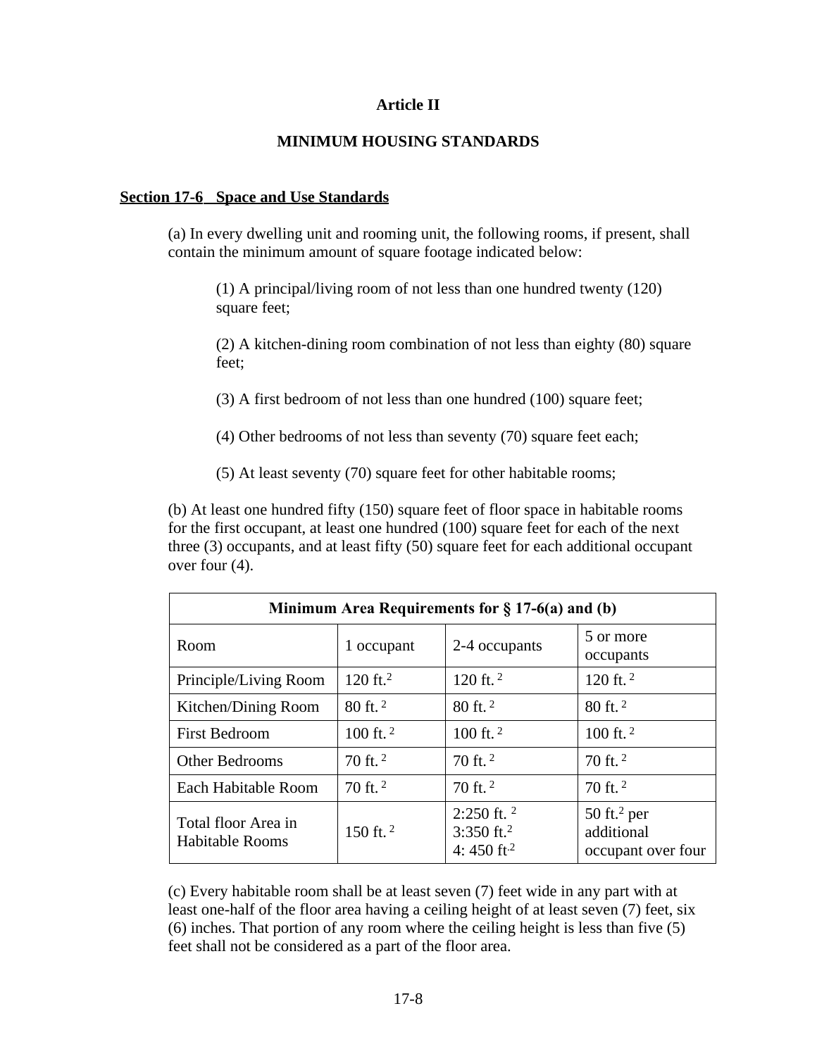**Article II**

**MINIMUM HOUSING STANDARDS**

**Section 17-6 Space and Use Standards**

(a) In every dwelling unit and rooming unit, the following rooms, if present, shall contain the minimum amount of square footage indicated below:

(1) A principal/living room of not less than one hundred twenty (120) square feet;

(2) A kitchen-dining room combination of not less than eighty (80) square feet;

(3) A first bedroom of not less than one hundred (100) square feet;

(4) Other bedrooms of not less than seventy (70) square feet each;

(5) At least seventy (70) square feet for other habitable rooms;

(b) At least one hundred fifty (150) square feet of floor space in habitable rooms for the first occupant, at least one hundred (100) square feet for each of the next three (3) occupants, and at least fifty (50) square feet for each additional occupant over four (4).

| **Minimum Area Requirements for § 17-6(a) and (b)** | | | |
|---|---|---|---|
| Room | 1 occupant | 2-4 occupants | 5 or more occupants |
| Principle/Living Room | 120 $ft.^2$ | 120 $ft.^2$ | 120 $ft.^2$ |
| Kitchen/Dining Room | 80 $ft.^2$ | 80 $ft.^2$ | 80 $ft.^2$ |
| First Bedroom | 100 $ft.^2$ | 100 $ft.^2$ | 100 $ft.^2$ |
| Other Bedrooms | 70 $ft.^2$ | 70 $ft.^2$ | 70 $ft.^2$ |
| Each Habitable Room | 70 $ft.^2$ | 70 $ft.^2$ | 70 $ft.^2$ |
| Total floor Area in Habitable Rooms | 150 $ft.^2$ | 2:250 $ft.^2$ 3:350 $ft.^2$ 4: 450 $ft.^2$ | 50 $ft.^2$ per additional occupant over four |

(c) Every habitable room shall be at least seven (7) feet wide in any part with at least one-half of the floor area having a ceiling height of at least seven (7) feet, six (6) inches. That portion of any room where the ceiling height is less than five (5) feet shall not be considered as a part of the floor area.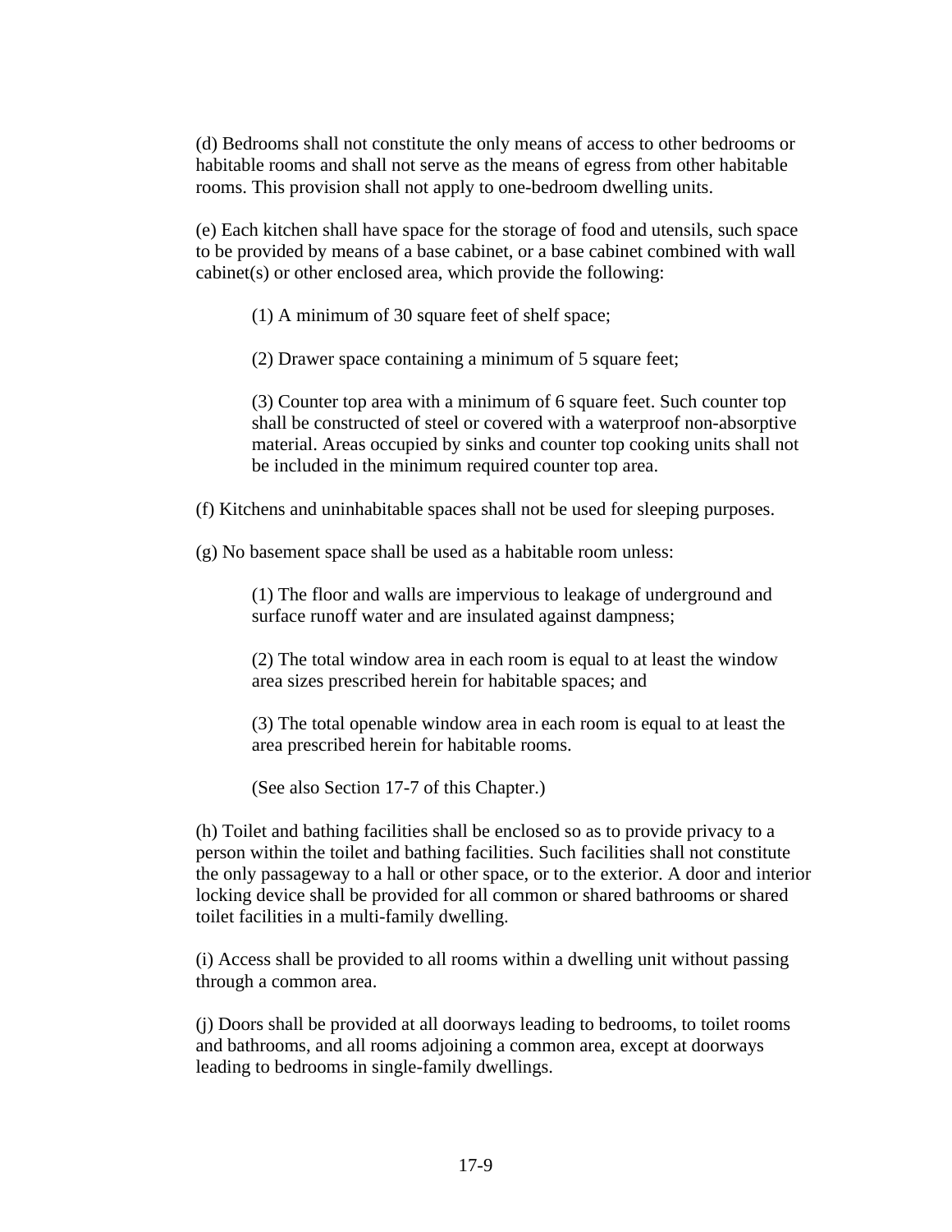(d) Bedrooms shall not constitute the only means of access to other bedrooms or habitable rooms and shall not serve as the means of egress from other habitable rooms. This provision shall not apply to one-bedroom dwelling units.

(e) Each kitchen shall have space for the storage of food and utensils, such space to be provided by means of a base cabinet, or a base cabinet combined with wall cabinet(s) or other enclosed area, which provide the following:

> (1) A minimum of 30 square feet of shelf space;
>
> (2) Drawer space containing a minimum of 5 square feet;
>
> (3) Counter top area with a minimum of 6 square feet. Such counter top shall be constructed of steel or covered with a waterproof non-absorptive material. Areas occupied by sinks and counter top cooking units shall not be included in the minimum required counter top area.

(f) Kitchens and uninhabitable spaces shall not be used for sleeping purposes.

(g) No basement space shall be used as a habitable room unless:

> (1) The floor and walls are impervious to leakage of underground and surface runoff water and are insulated against dampness;
>
> (2) The total window area in each room is equal to at least the window area sizes prescribed herein for habitable spaces; and
>
> (3) The total openable window area in each room is equal to at least the area prescribed herein for habitable rooms.
>
> (See also Section 17-7 of this Chapter.)

(h) Toilet and bathing facilities shall be enclosed so as to provide privacy to a person within the toilet and bathing facilities. Such facilities shall not constitute the only passageway to a hall or other space, or to the exterior. A door and interior locking device shall be provided for all common or shared bathrooms or shared toilet facilities in a multi-family dwelling.

(i) Access shall be provided to all rooms within a dwelling unit without passing through a common area.

(j) Doors shall be provided at all doorways leading to bedrooms, to toilet rooms and bathrooms, and all rooms adjoining a common area, except at doorways leading to bedrooms in single-family dwellings.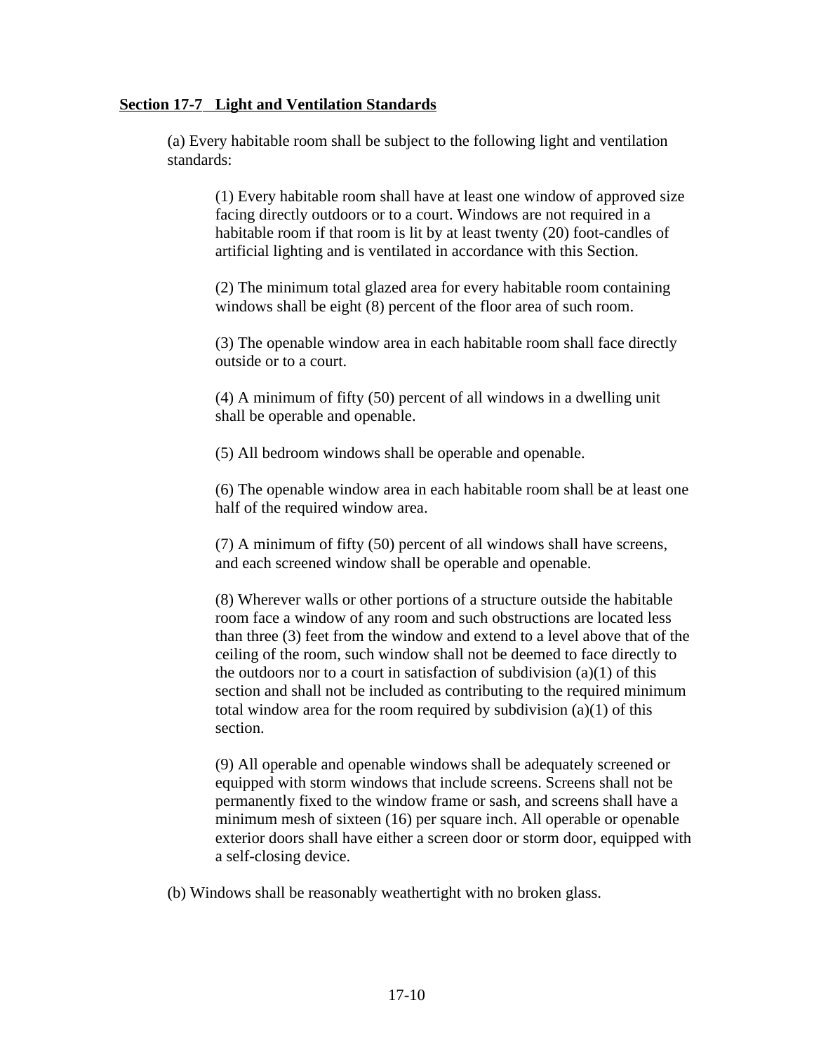**Section 17-7 Light and Ventilation Standards**

(a) Every habitable room shall be subject to the following light and ventilation standards:

(1) Every habitable room shall have at least one window of approved size facing directly outdoors or to a court. Windows are not required in a habitable room if that room is lit by at least twenty (20) foot-candles of artificial lighting and is ventilated in accordance with this Section.

(2) The minimum total glazed area for every habitable room containing windows shall be eight (8) percent of the floor area of such room.

(3) The openable window area in each habitable room shall face directly outside or to a court.

(4) A minimum of fifty (50) percent of all windows in a dwelling unit shall be operable and openable.

(5) All bedroom windows shall be operable and openable.

(6) The openable window area in each habitable room shall be at least one half of the required window area.

(7) A minimum of fifty (50) percent of all windows shall have screens, and each screened window shall be operable and openable.

(8) Wherever walls or other portions of a structure outside the habitable room face a window of any room and such obstructions are located less than three (3) feet from the window and extend to a level above that of the ceiling of the room, such window shall not be deemed to face directly to the outdoors nor to a court in satisfaction of subdivision (a)(1) of this section and shall not be included as contributing to the required minimum total window area for the room required by subdivision (a)(1) of this section.

(9) All operable and openable windows shall be adequately screened or equipped with storm windows that include screens. Screens shall not be permanently fixed to the window frame or sash, and screens shall have a minimum mesh of sixteen (16) per square inch. All operable or openable exterior doors shall have either a screen door or storm door, equipped with a self-closing device.

(b) Windows shall be reasonably weathertight with no broken glass.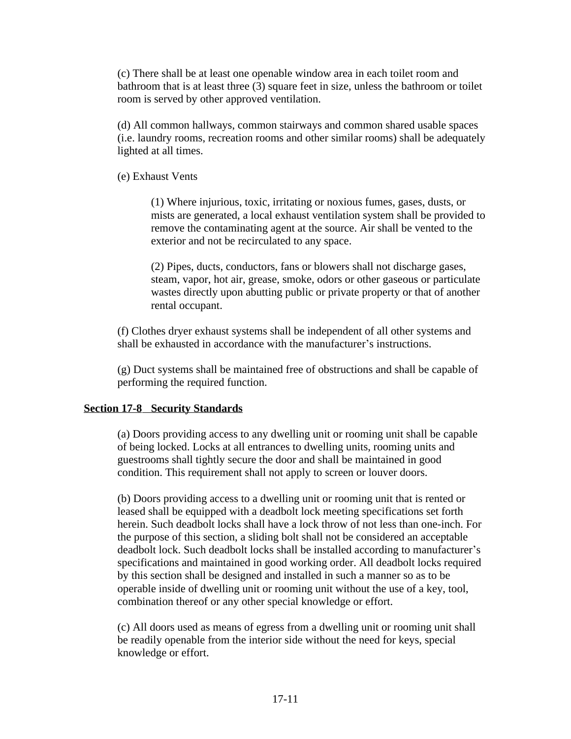(c) There shall be at least one openable window area in each toilet room and bathroom that is at least three (3) square feet in size, unless the bathroom or toilet room is served by other approved ventilation.

(d) All common hallways, common stairways and common shared usable spaces (i.e. laundry rooms, recreation rooms and other similar rooms) shall be adequately lighted at all times.

(e) Exhaust Vents

(1) Where injurious, toxic, irritating or noxious fumes, gases, dusts, or mists are generated, a local exhaust ventilation system shall be provided to remove the contaminating agent at the source. Air shall be vented to the exterior and not be recirculated to any space.

(2) Pipes, ducts, conductors, fans or blowers shall not discharge gases, steam, vapor, hot air, grease, smoke, odors or other gaseous or particulate wastes directly upon abutting public or private property or that of another rental occupant.

(f) Clothes dryer exhaust systems shall be independent of all other systems and shall be exhausted in accordance with the manufacturer's instructions.

(g) Duct systems shall be maintained free of obstructions and shall be capable of performing the required function.

## Section 17-8 Security Standards

(a) Doors providing access to any dwelling unit or rooming unit shall be capable of being locked. Locks at all entrances to dwelling units, rooming units and guestrooms shall tightly secure the door and shall be maintained in good condition. This requirement shall not apply to screen or louver doors.

(b) Doors providing access to a dwelling unit or rooming unit that is rented or leased shall be equipped with a deadbolt lock meeting specifications set forth herein. Such deadbolt locks shall have a lock throw of not less than one-inch. For the purpose of this section, a sliding bolt shall not be considered an acceptable deadbolt lock. Such deadbolt locks shall be installed according to manufacturer's specifications and maintained in good working order. All deadbolt locks required by this section shall be designed and installed in such a manner so as to be operable inside of dwelling unit or rooming unit without the use of a key, tool, combination thereof or any other special knowledge or effort.

(c) All doors used as means of egress from a dwelling unit or rooming unit shall be readily openable from the interior side without the need for keys, special knowledge or effort.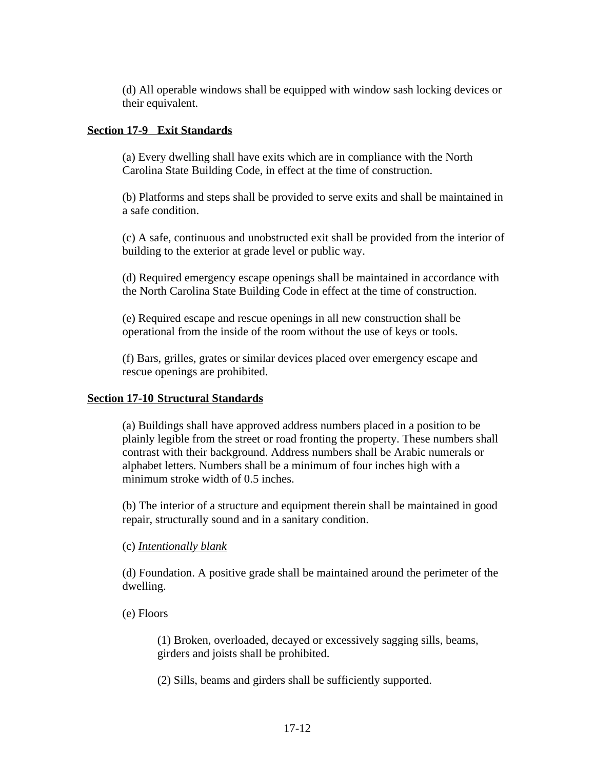(d) All operable windows shall be equipped with window sash locking devices or their equivalent.

**Section 17-9 Exit Standards**

(a) Every dwelling shall have exits which are in compliance with the North Carolina State Building Code, in effect at the time of construction.

(b) Platforms and steps shall be provided to serve exits and shall be maintained in a safe condition.

(c) A safe, continuous and unobstructed exit shall be provided from the interior of building to the exterior at grade level or public way.

(d) Required emergency escape openings shall be maintained in accordance with the North Carolina State Building Code in effect at the time of construction.

(e) Required escape and rescue openings in all new construction shall be operational from the inside of the room without the use of keys or tools.

(f) Bars, grilles, grates or similar devices placed over emergency escape and rescue openings are prohibited.

**Section 17-10 Structural Standards**

(a) Buildings shall have approved address numbers placed in a position to be plainly legible from the street or road fronting the property. These numbers shall contrast with their background. Address numbers shall be Arabic numerals or alphabet letters. Numbers shall be a minimum of four inches high with a minimum stroke width of 0.5 inches.

(b) The interior of a structure and equipment therein shall be maintained in good repair, structurally sound and in a sanitary condition.

(c) *Intentionally blank*

(d) Foundation. A positive grade shall be maintained around the perimeter of the dwelling.

(e) Floors

(1) Broken, overloaded, decayed or excessively sagging sills, beams, girders and joists shall be prohibited.

(2) Sills, beams and girders shall be sufficiently supported.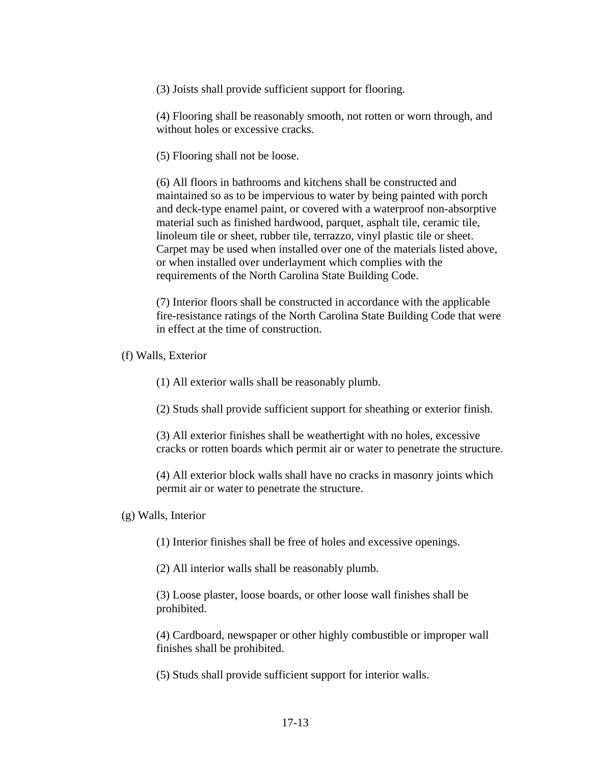(3) Joists shall provide sufficient support for flooring.

(4) Flooring shall be reasonably smooth, not rotten or worn through, and without holes or excessive cracks.

(5) Flooring shall not be loose.

(6) All floors in bathrooms and kitchens shall be constructed and maintained so as to be impervious to water by being painted with porch and deck-type enamel paint, or covered with a waterproof non-absorptive material such as finished hardwood, parquet, asphalt tile, ceramic tile, linoleum tile or sheet, rubber tile, terrazzo, vinyl plastic tile or sheet. Carpet may be used when installed over one of the materials listed above, or when installed over underlayment which complies with the requirements of the North Carolina State Building Code.

(7) Interior floors shall be constructed in accordance with the applicable fire-resistance ratings of the North Carolina State Building Code that were in effect at the time of construction.

(f) Walls, Exterior

(1) All exterior walls shall be reasonably plumb.

(2) Studs shall provide sufficient support for sheathing or exterior finish.

(3) All exterior finishes shall be weathertight with no holes, excessive cracks or rotten boards which permit air or water to penetrate the structure.

(4) All exterior block walls shall have no cracks in masonry joints which permit air or water to penetrate the structure.

(g) Walls, Interior

(1) Interior finishes shall be free of holes and excessive openings.

(2) All interior walls shall be reasonably plumb.

(3) Loose plaster, loose boards, or other loose wall finishes shall be prohibited.

(4) Cardboard, newspaper or other highly combustible or improper wall finishes shall be prohibited.

(5) Studs shall provide sufficient support for interior walls.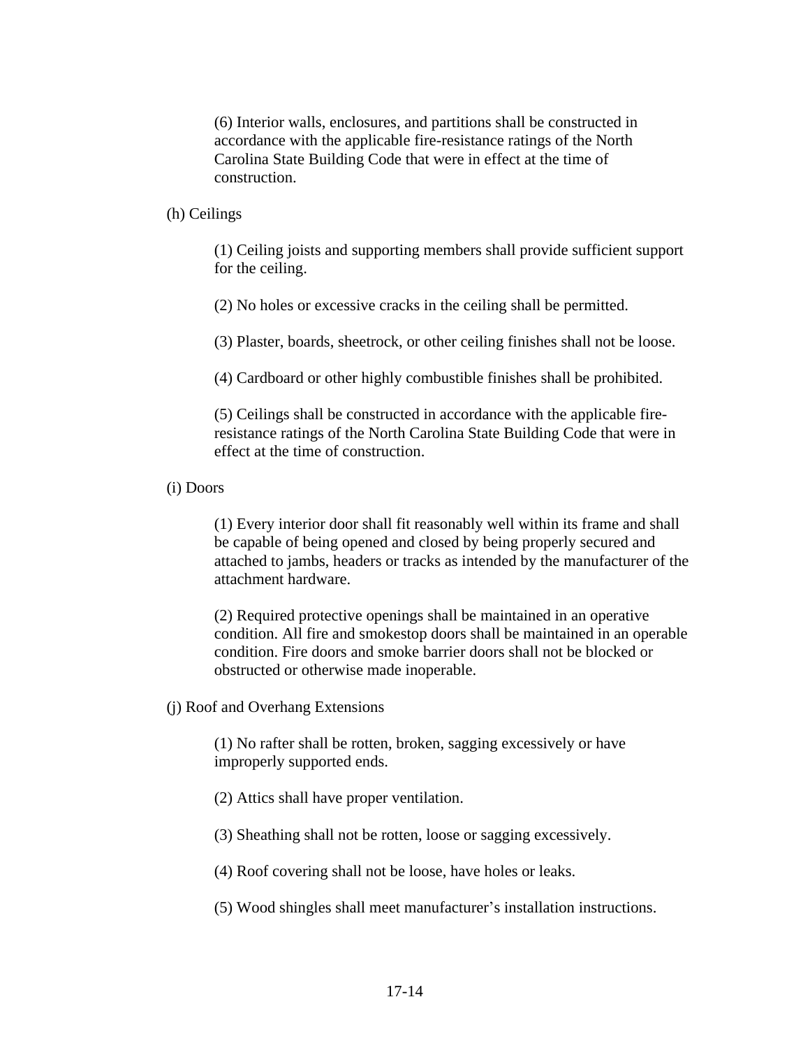(6) Interior walls, enclosures, and partitions shall be constructed in accordance with the applicable fire-resistance ratings of the North Carolina State Building Code that were in effect at the time of construction.

(h) Ceilings

(1) Ceiling joists and supporting members shall provide sufficient support for the ceiling.

(2) No holes or excessive cracks in the ceiling shall be permitted.

(3) Plaster, boards, sheetrock, or other ceiling finishes shall not be loose.

(4) Cardboard or other highly combustible finishes shall be prohibited.

(5) Ceilings shall be constructed in accordance with the applicable fire-resistance ratings of the North Carolina State Building Code that were in effect at the time of construction.

(i) Doors

(1) Every interior door shall fit reasonably well within its frame and shall be capable of being opened and closed by being properly secured and attached to jambs, headers or tracks as intended by the manufacturer of the attachment hardware.

(2) Required protective openings shall be maintained in an operative condition. All fire and smokestop doors shall be maintained in an operable condition. Fire doors and smoke barrier doors shall not be blocked or obstructed or otherwise made inoperable.

(j) Roof and Overhang Extensions

(1) No rafter shall be rotten, broken, sagging excessively or have improperly supported ends.

(2) Attics shall have proper ventilation.

(3) Sheathing shall not be rotten, loose or sagging excessively.

(4) Roof covering shall not be loose, have holes or leaks.

(5) Wood shingles shall meet manufacturer's installation instructions.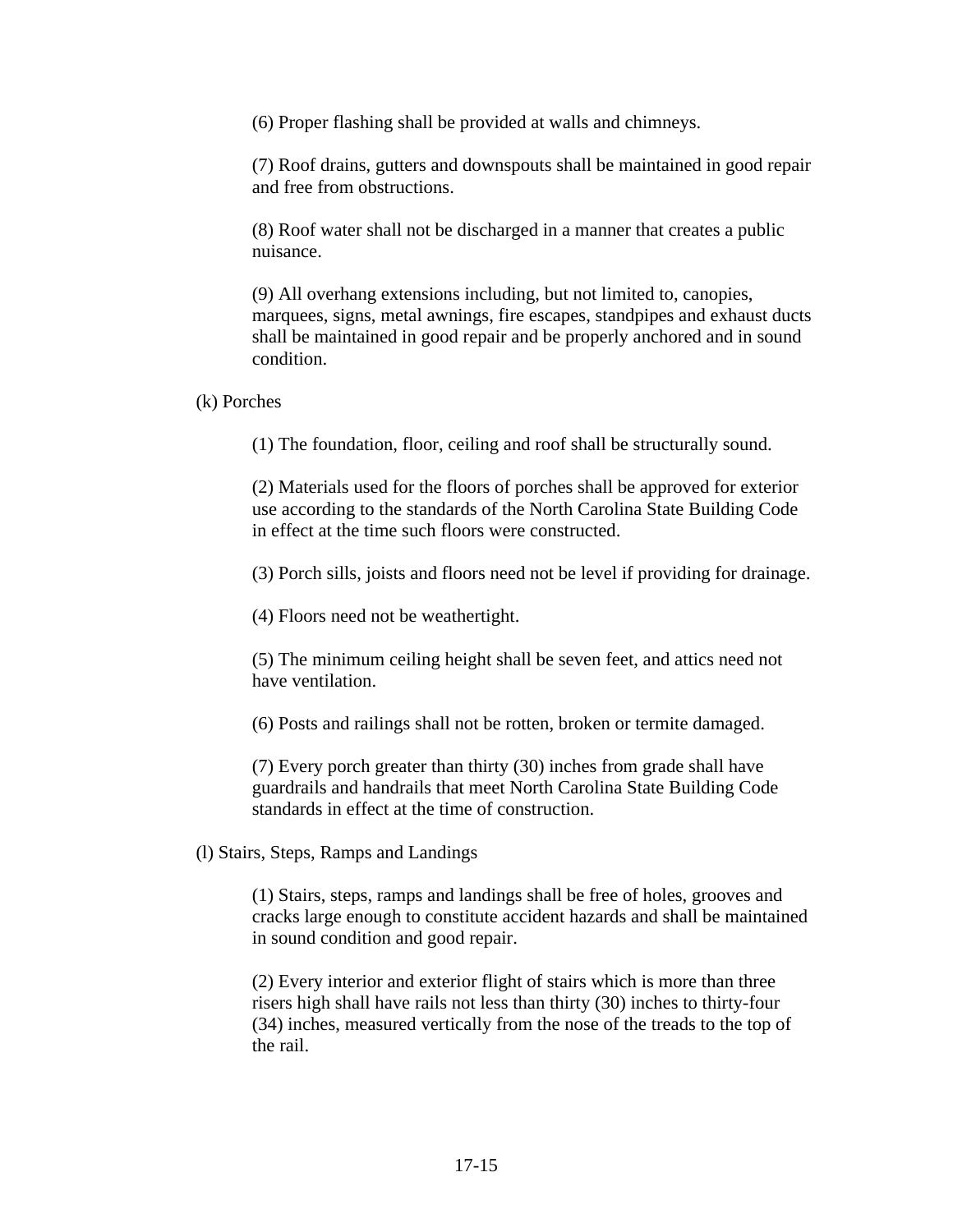(6) Proper flashing shall be provided at walls and chimneys.

(7) Roof drains, gutters and downspouts shall be maintained in good repair and free from obstructions.

(8) Roof water shall not be discharged in a manner that creates a public nuisance.

(9) All overhang extensions including, but not limited to, canopies, marquees, signs, metal awnings, fire escapes, standpipes and exhaust ducts shall be maintained in good repair and be properly anchored and in sound condition.

(k) Porches

(1) The foundation, floor, ceiling and roof shall be structurally sound.

(2) Materials used for the floors of porches shall be approved for exterior use according to the standards of the North Carolina State Building Code in effect at the time such floors were constructed.

(3) Porch sills, joists and floors need not be level if providing for drainage.

(4) Floors need not be weathertight.

(5) The minimum ceiling height shall be seven feet, and attics need not have ventilation.

(6) Posts and railings shall not be rotten, broken or termite damaged.

(7) Every porch greater than thirty (30) inches from grade shall have guardrails and handrails that meet North Carolina State Building Code standards in effect at the time of construction.

(l) Stairs, Steps, Ramps and Landings

(1) Stairs, steps, ramps and landings shall be free of holes, grooves and cracks large enough to constitute accident hazards and shall be maintained in sound condition and good repair.

(2) Every interior and exterior flight of stairs which is more than three risers high shall have rails not less than thirty (30) inches to thirty-four (34) inches, measured vertically from the nose of the treads to the top of the rail.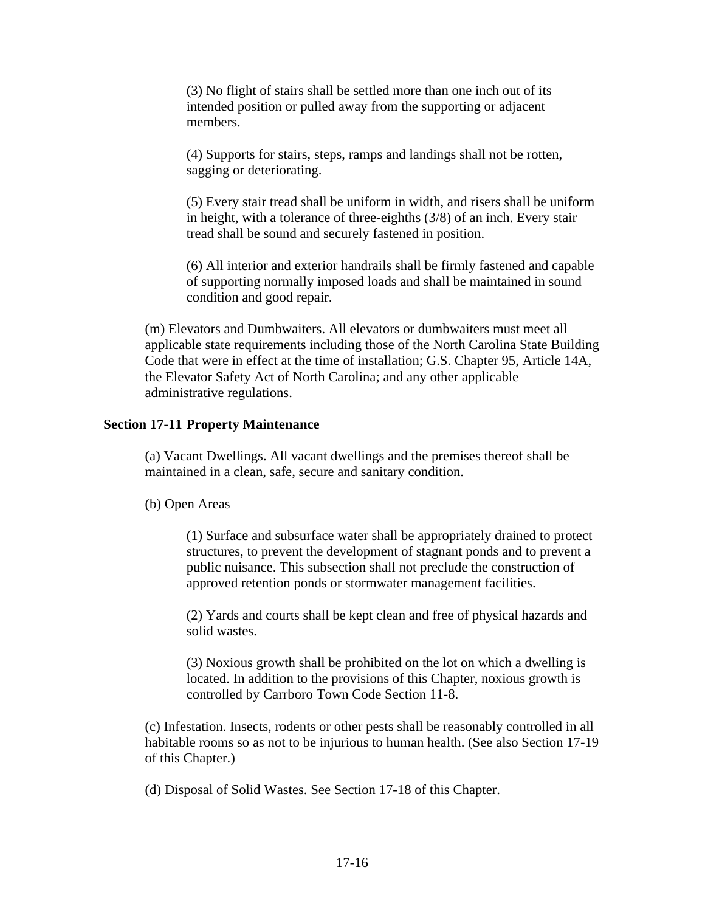(3) No flight of stairs shall be settled more than one inch out of its intended position or pulled away from the supporting or adjacent members.

(4) Supports for stairs, steps, ramps and landings shall not be rotten, sagging or deteriorating.

(5) Every stair tread shall be uniform in width, and risers shall be uniform in height, with a tolerance of three-eighths (3/8) of an inch. Every stair tread shall be sound and securely fastened in position.

(6) All interior and exterior handrails shall be firmly fastened and capable of supporting normally imposed loads and shall be maintained in sound condition and good repair.

(m) Elevators and Dumbwaiters. All elevators or dumbwaiters must meet all applicable state requirements including those of the North Carolina State Building Code that were in effect at the time of installation; G.S. Chapter 95, Article 14A, the Elevator Safety Act of North Carolina; and any other applicable administrative regulations.

## Section 17-11 Property Maintenance

(a) Vacant Dwellings. All vacant dwellings and the premises thereof shall be maintained in a clean, safe, secure and sanitary condition.

(b) Open Areas

(1) Surface and subsurface water shall be appropriately drained to protect structures, to prevent the development of stagnant ponds and to prevent a public nuisance. This subsection shall not preclude the construction of approved retention ponds or stormwater management facilities.

(2) Yards and courts shall be kept clean and free of physical hazards and solid wastes.

(3) Noxious growth shall be prohibited on the lot on which a dwelling is located. In addition to the provisions of this Chapter, noxious growth is controlled by Carrboro Town Code Section 11-8.

(c) Infestation. Insects, rodents or other pests shall be reasonably controlled in all habitable rooms so as not to be injurious to human health. (See also Section 17-19 of this Chapter.)

(d) Disposal of Solid Wastes. See Section 17-18 of this Chapter.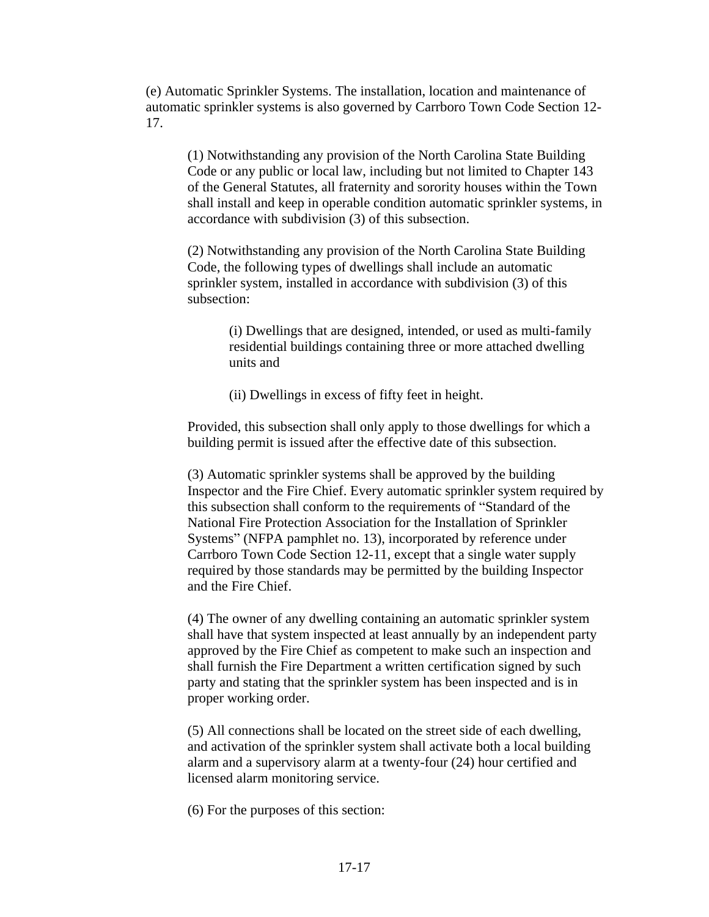(e) Automatic Sprinkler Systems. The installation, location and maintenance of automatic sprinkler systems is also governed by Carrboro Town Code Section 12-17.

> (1) Notwithstanding any provision of the North Carolina State Building Code or any public or local law, including but not limited to Chapter 143 of the General Statutes, all fraternity and sorority houses within the Town shall install and keep in operable condition automatic sprinkler systems, in accordance with subdivision (3) of this subsection.
>
> (2) Notwithstanding any provision of the North Carolina State Building Code, the following types of dwellings shall include an automatic sprinkler system, installed in accordance with subdivision (3) of this subsection:
>
> > (i) Dwellings that are designed, intended, or used as multi-family residential buildings containing three or more attached dwelling units and
> >
> > (ii) Dwellings in excess of fifty feet in height.
>
> Provided, this subsection shall only apply to those dwellings for which a building permit is issued after the effective date of this subsection.
>
> (3) Automatic sprinkler systems shall be approved by the building Inspector and the Fire Chief. Every automatic sprinkler system required by this subsection shall conform to the requirements of "Standard of the National Fire Protection Association for the Installation of Sprinkler Systems" (NFPA pamphlet no. 13), incorporated by reference under Carrboro Town Code Section 12-11, except that a single water supply required by those standards may be permitted by the building Inspector and the Fire Chief.
>
> (4) The owner of any dwelling containing an automatic sprinkler system shall have that system inspected at least annually by an independent party approved by the Fire Chief as competent to make such an inspection and shall furnish the Fire Department a written certification signed by such party and stating that the sprinkler system has been inspected and is in proper working order.
>
> (5) All connections shall be located on the street side of each dwelling, and activation of the sprinkler system shall activate both a local building alarm and a supervisory alarm at a twenty-four (24) hour certified and licensed alarm monitoring service.
>
> (6) For the purposes of this section: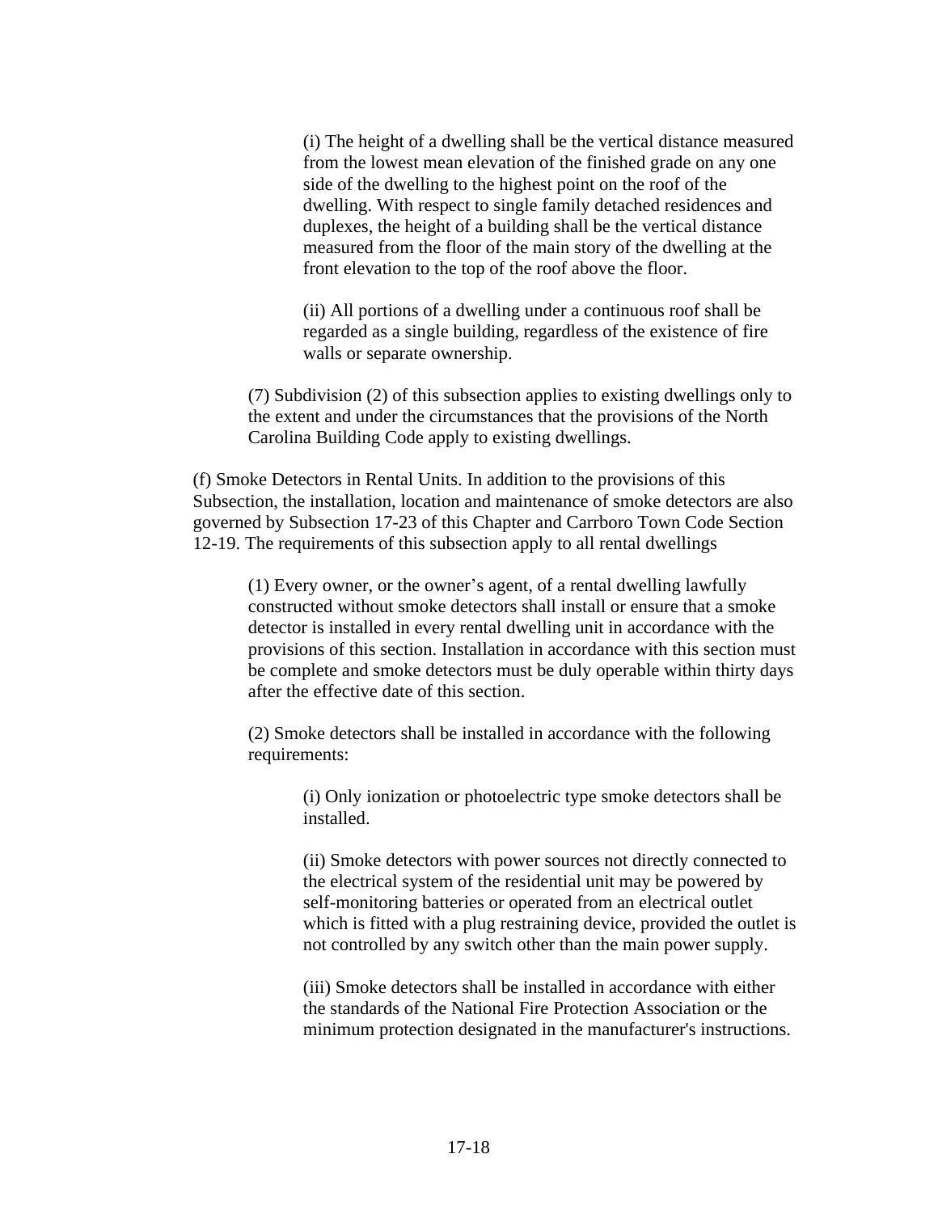(i) The height of a dwelling shall be the vertical distance measured from the lowest mean elevation of the finished grade on any one side of the dwelling to the highest point on the roof of the dwelling. With respect to single family detached residences and duplexes, the height of a building shall be the vertical distance measured from the floor of the main story of the dwelling at the front elevation to the top of the roof above the floor.

(ii) All portions of a dwelling under a continuous roof shall be regarded as a single building, regardless of the existence of fire walls or separate ownership.

(7) Subdivision (2) of this subsection applies to existing dwellings only to the extent and under the circumstances that the provisions of the North Carolina Building Code apply to existing dwellings.

(f) Smoke Detectors in Rental Units. In addition to the provisions of this Subsection, the installation, location and maintenance of smoke detectors are also governed by Subsection 17-23 of this Chapter and Carrboro Town Code Section 12-19. The requirements of this subsection apply to all rental dwellings

(1) Every owner, or the owner's agent, of a rental dwelling lawfully constructed without smoke detectors shall install or ensure that a smoke detector is installed in every rental dwelling unit in accordance with the provisions of this section. Installation in accordance with this section must be complete and smoke detectors must be duly operable within thirty days after the effective date of this section.

(2) Smoke detectors shall be installed in accordance with the following requirements:

(i) Only ionization or photoelectric type smoke detectors shall be installed.

(ii) Smoke detectors with power sources not directly connected to the electrical system of the residential unit may be powered by self-monitoring batteries or operated from an electrical outlet which is fitted with a plug restraining device, provided the outlet is not controlled by any switch other than the main power supply.

(iii) Smoke detectors shall be installed in accordance with either the standards of the National Fire Protection Association or the minimum protection designated in the manufacturer's instructions.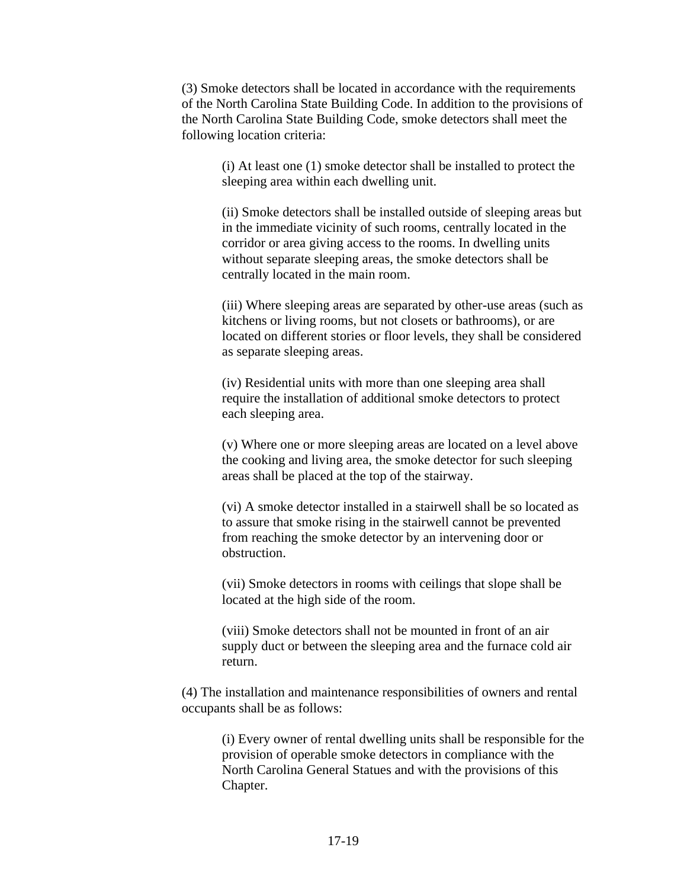(3) Smoke detectors shall be located in accordance with the requirements of the North Carolina State Building Code. In addition to the provisions of the North Carolina State Building Code, smoke detectors shall meet the following location criteria:

(i) At least one (1) smoke detector shall be installed to protect the sleeping area within each dwelling unit.

(ii) Smoke detectors shall be installed outside of sleeping areas but in the immediate vicinity of such rooms, centrally located in the corridor or area giving access to the rooms. In dwelling units without separate sleeping areas, the smoke detectors shall be centrally located in the main room.

(iii) Where sleeping areas are separated by other-use areas (such as kitchens or living rooms, but not closets or bathrooms), or are located on different stories or floor levels, they shall be considered as separate sleeping areas.

(iv) Residential units with more than one sleeping area shall require the installation of additional smoke detectors to protect each sleeping area.

(v) Where one or more sleeping areas are located on a level above the cooking and living area, the smoke detector for such sleeping areas shall be placed at the top of the stairway.

(vi) A smoke detector installed in a stairwell shall be so located as to assure that smoke rising in the stairwell cannot be prevented from reaching the smoke detector by an intervening door or obstruction.

(vii) Smoke detectors in rooms with ceilings that slope shall be located at the high side of the room.

(viii) Smoke detectors shall not be mounted in front of an air supply duct or between the sleeping area and the furnace cold air return.

(4) The installation and maintenance responsibilities of owners and rental occupants shall be as follows:

(i) Every owner of rental dwelling units shall be responsible for the provision of operable smoke detectors in compliance with the North Carolina General Statues and with the provisions of this Chapter.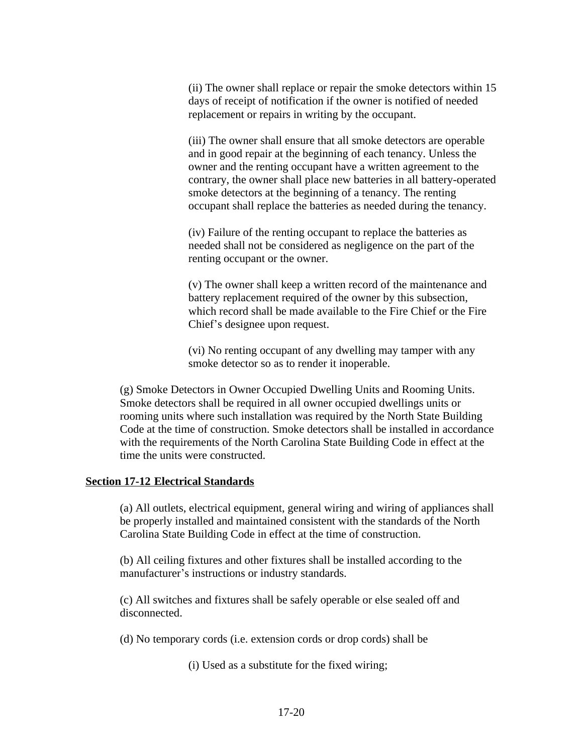(ii) The owner shall replace or repair the smoke detectors within 15 days of receipt of notification if the owner is notified of needed replacement or repairs in writing by the occupant.

(iii) The owner shall ensure that all smoke detectors are operable and in good repair at the beginning of each tenancy. Unless the owner and the renting occupant have a written agreement to the contrary, the owner shall place new batteries in all battery-operated smoke detectors at the beginning of a tenancy. The renting occupant shall replace the batteries as needed during the tenancy.

(iv) Failure of the renting occupant to replace the batteries as needed shall not be considered as negligence on the part of the renting occupant or the owner.

(v) The owner shall keep a written record of the maintenance and battery replacement required of the owner by this subsection, which record shall be made available to the Fire Chief or the Fire Chief's designee upon request.

(vi) No renting occupant of any dwelling may tamper with any smoke detector so as to render it inoperable.

(g) Smoke Detectors in Owner Occupied Dwelling Units and Rooming Units. Smoke detectors shall be required in all owner occupied dwellings units or rooming units where such installation was required by the North State Building Code at the time of construction. Smoke detectors shall be installed in accordance with the requirements of the North Carolina State Building Code in effect at the time the units were constructed.

**Section 17-12 Electrical Standards**

(a) All outlets, electrical equipment, general wiring and wiring of appliances shall be properly installed and maintained consistent with the standards of the North Carolina State Building Code in effect at the time of construction.

(b) All ceiling fixtures and other fixtures shall be installed according to the manufacturer's instructions or industry standards.

(c) All switches and fixtures shall be safely operable or else sealed off and disconnected.

(d) No temporary cords (i.e. extension cords or drop cords) shall be

(i) Used as a substitute for the fixed wiring;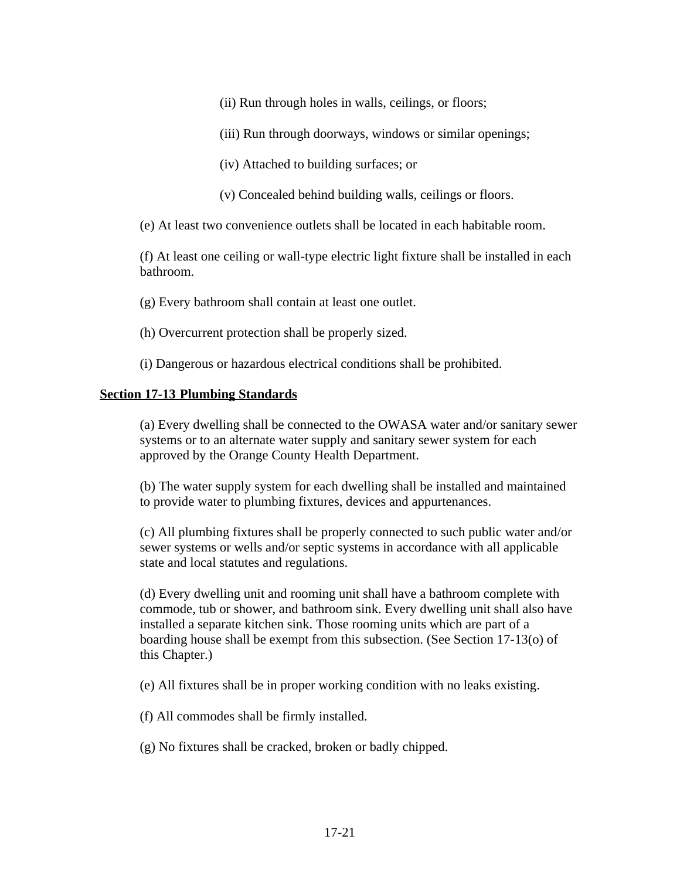(ii) Run through holes in walls, ceilings, or floors;

(iii) Run through doorways, windows or similar openings;

(iv) Attached to building surfaces; or

(v) Concealed behind building walls, ceilings or floors.

(e) At least two convenience outlets shall be located in each habitable room.

(f) At least one ceiling or wall-type electric light fixture shall be installed in each bathroom.

(g) Every bathroom shall contain at least one outlet.

(h) Overcurrent protection shall be properly sized.

(i) Dangerous or hazardous electrical conditions shall be prohibited.

## Section 17-13 Plumbing Standards

(a) Every dwelling shall be connected to the OWASA water and/or sanitary sewer systems or to an alternate water supply and sanitary sewer system for each approved by the Orange County Health Department.

(b) The water supply system for each dwelling shall be installed and maintained to provide water to plumbing fixtures, devices and appurtenances.

(c) All plumbing fixtures shall be properly connected to such public water and/or sewer systems or wells and/or septic systems in accordance with all applicable state and local statutes and regulations.

(d) Every dwelling unit and rooming unit shall have a bathroom complete with commode, tub or shower, and bathroom sink. Every dwelling unit shall also have installed a separate kitchen sink. Those rooming units which are part of a boarding house shall be exempt from this subsection. (See Section 17-13(o) of this Chapter.)

(e) All fixtures shall be in proper working condition with no leaks existing.

(f) All commodes shall be firmly installed.

(g) No fixtures shall be cracked, broken or badly chipped.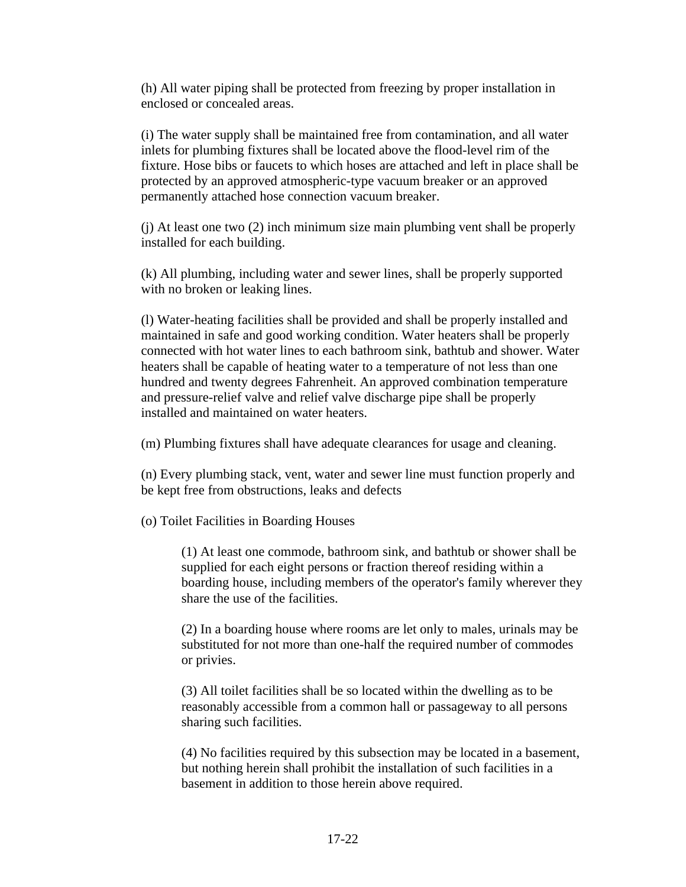(h) All water piping shall be protected from freezing by proper installation in enclosed or concealed areas.

(i) The water supply shall be maintained free from contamination, and all water inlets for plumbing fixtures shall be located above the flood-level rim of the fixture. Hose bibs or faucets to which hoses are attached and left in place shall be protected by an approved atmospheric-type vacuum breaker or an approved permanently attached hose connection vacuum breaker.

(j) At least one two (2) inch minimum size main plumbing vent shall be properly installed for each building.

(k) All plumbing, including water and sewer lines, shall be properly supported with no broken or leaking lines.

(l) Water-heating facilities shall be provided and shall be properly installed and maintained in safe and good working condition. Water heaters shall be properly connected with hot water lines to each bathroom sink, bathtub and shower. Water heaters shall be capable of heating water to a temperature of not less than one hundred and twenty degrees Fahrenheit. An approved combination temperature and pressure-relief valve and relief valve discharge pipe shall be properly installed and maintained on water heaters.

(m) Plumbing fixtures shall have adequate clearances for usage and cleaning.

(n) Every plumbing stack, vent, water and sewer line must function properly and be kept free from obstructions, leaks and defects

(o) Toilet Facilities in Boarding Houses

> (1) At least one commode, bathroom sink, and bathtub or shower shall be supplied for each eight persons or fraction thereof residing within a boarding house, including members of the operator's family wherever they share the use of the facilities.
>
> (2) In a boarding house where rooms are let only to males, urinals may be substituted for not more than one-half the required number of commodes or privies.
>
> (3) All toilet facilities shall be so located within the dwelling as to be reasonably accessible from a common hall or passageway to all persons sharing such facilities.
>
> (4) No facilities required by this subsection may be located in a basement, but nothing herein shall prohibit the installation of such facilities in a basement in addition to those herein above required.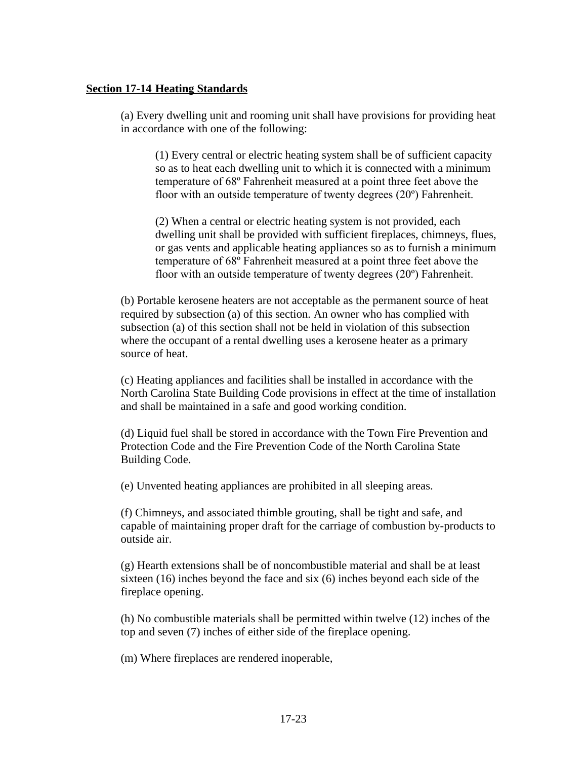## Section 17-14 Heating Standards

(a) Every dwelling unit and rooming unit shall have provisions for providing heat in accordance with one of the following:

(1) Every central or electric heating system shall be of sufficient capacity so as to heat each dwelling unit to which it is connected with a minimum temperature of 68º Fahrenheit measured at a point three feet above the floor with an outside temperature of twenty degrees (20º) Fahrenheit.

(2) When a central or electric heating system is not provided, each dwelling unit shall be provided with sufficient fireplaces, chimneys, flues, or gas vents and applicable heating appliances so as to furnish a minimum temperature of 68º Fahrenheit measured at a point three feet above the floor with an outside temperature of twenty degrees (20º) Fahrenheit.

(b) Portable kerosene heaters are not acceptable as the permanent source of heat required by subsection (a) of this section. An owner who has complied with subsection (a) of this section shall not be held in violation of this subsection where the occupant of a rental dwelling uses a kerosene heater as a primary source of heat.

(c) Heating appliances and facilities shall be installed in accordance with the North Carolina State Building Code provisions in effect at the time of installation and shall be maintained in a safe and good working condition.

(d) Liquid fuel shall be stored in accordance with the Town Fire Prevention and Protection Code and the Fire Prevention Code of the North Carolina State Building Code.

(e) Unvented heating appliances are prohibited in all sleeping areas.

(f) Chimneys, and associated thimble grouting, shall be tight and safe, and capable of maintaining proper draft for the carriage of combustion by-products to outside air.

(g) Hearth extensions shall be of noncombustible material and shall be at least sixteen (16) inches beyond the face and six (6) inches beyond each side of the fireplace opening.

(h) No combustible materials shall be permitted within twelve (12) inches of the top and seven (7) inches of either side of the fireplace opening.

(m) Where fireplaces are rendered inoperable,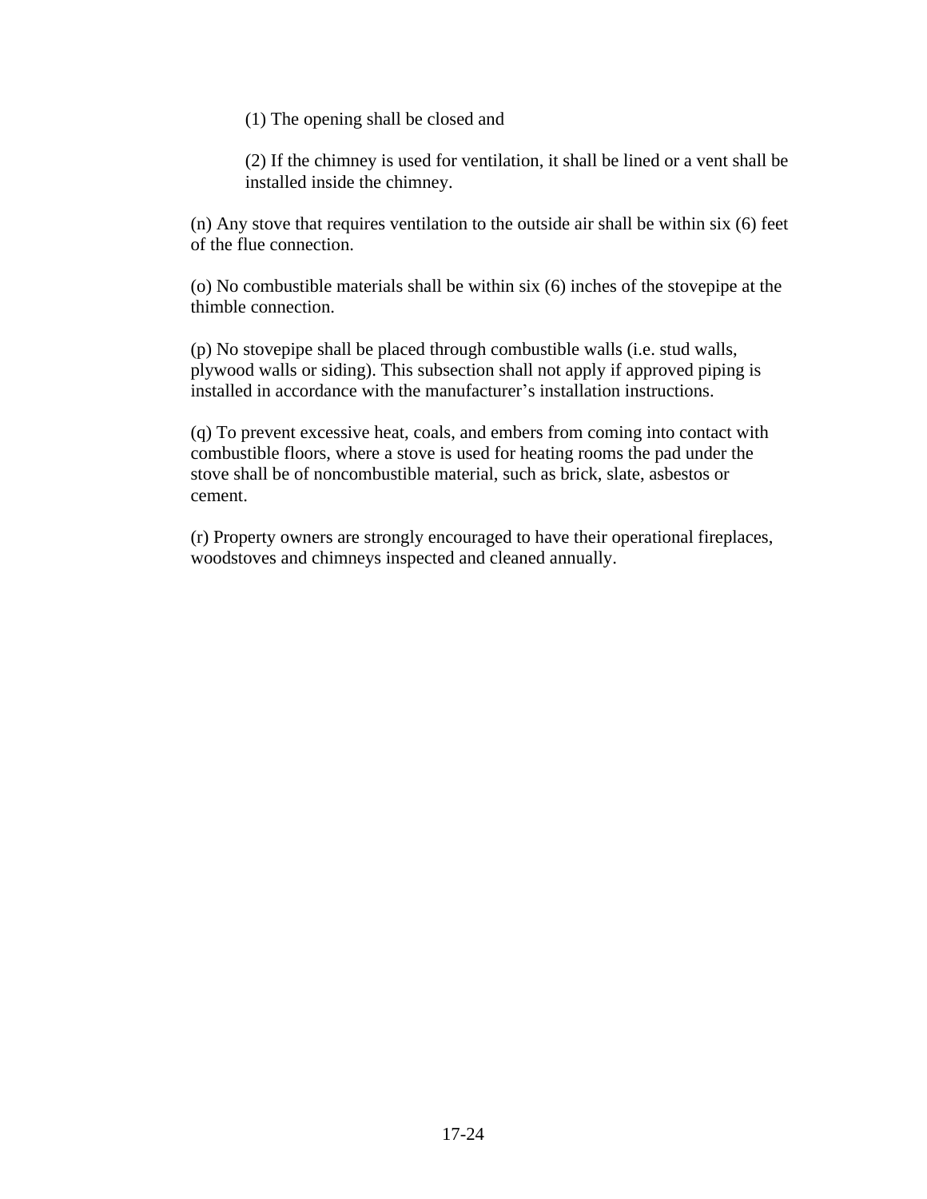(1) The opening shall be closed and

(2) If the chimney is used for ventilation, it shall be lined or a vent shall be installed inside the chimney.

(n) Any stove that requires ventilation to the outside air shall be within six (6) feet of the flue connection.

(o) No combustible materials shall be within six (6) inches of the stovepipe at the thimble connection.

(p) No stovepipe shall be placed through combustible walls (i.e. stud walls, plywood walls or siding). This subsection shall not apply if approved piping is installed in accordance with the manufacturer's installation instructions.

(q) To prevent excessive heat, coals, and embers from coming into contact with combustible floors, where a stove is used for heating rooms the pad under the stove shall be of noncombustible material, such as brick, slate, asbestos or cement.

(r) Property owners are strongly encouraged to have their operational fireplaces, woodstoves and chimneys inspected and cleaned annually.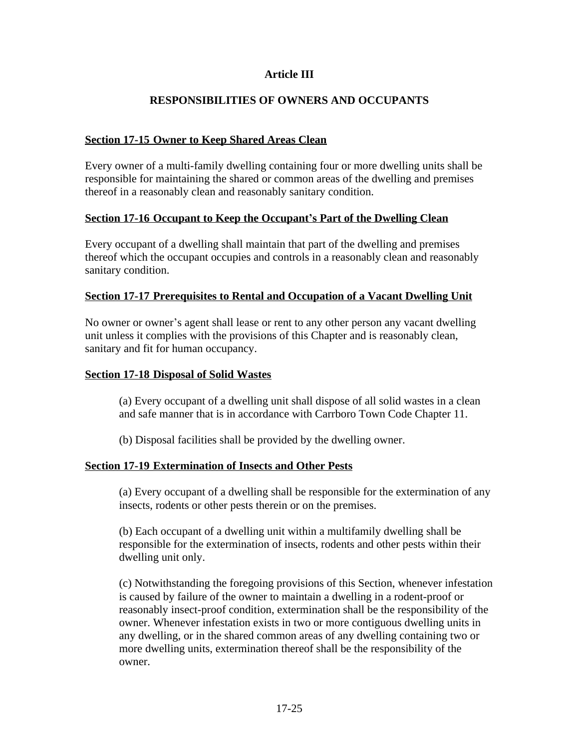# Article III

## RESPONSIBILITIES OF OWNERS AND OCCUPANTS

### Section 17-15 Owner to Keep Shared Areas Clean

Every owner of a multi-family dwelling containing four or more dwelling units shall be responsible for maintaining the shared or common areas of the dwelling and premises thereof in a reasonably clean and reasonably sanitary condition.

### Section 17-16 Occupant to Keep the Occupant's Part of the Dwelling Clean

Every occupant of a dwelling shall maintain that part of the dwelling and premises thereof which the occupant occupies and controls in a reasonably clean and reasonably sanitary condition.

### Section 17-17 Prerequisites to Rental and Occupation of a Vacant Dwelling Unit

No owner or owner's agent shall lease or rent to any other person any vacant dwelling unit unless it complies with the provisions of this Chapter and is reasonably clean, sanitary and fit for human occupancy.

### Section 17-18 Disposal of Solid Wastes

(a) Every occupant of a dwelling unit shall dispose of all solid wastes in a clean and safe manner that is in accordance with Carrboro Town Code Chapter 11.

(b) Disposal facilities shall be provided by the dwelling owner.

### Section 17-19 Extermination of Insects and Other Pests

(a) Every occupant of a dwelling shall be responsible for the extermination of any insects, rodents or other pests therein or on the premises.

(b) Each occupant of a dwelling unit within a multifamily dwelling shall be responsible for the extermination of insects, rodents and other pests within their dwelling unit only.

(c) Notwithstanding the foregoing provisions of this Section, whenever infestation is caused by failure of the owner to maintain a dwelling in a rodent-proof or reasonably insect-proof condition, extermination shall be the responsibility of the owner. Whenever infestation exists in two or more contiguous dwelling units in any dwelling, or in the shared common areas of any dwelling containing two or more dwelling units, extermination thereof shall be the responsibility of the owner.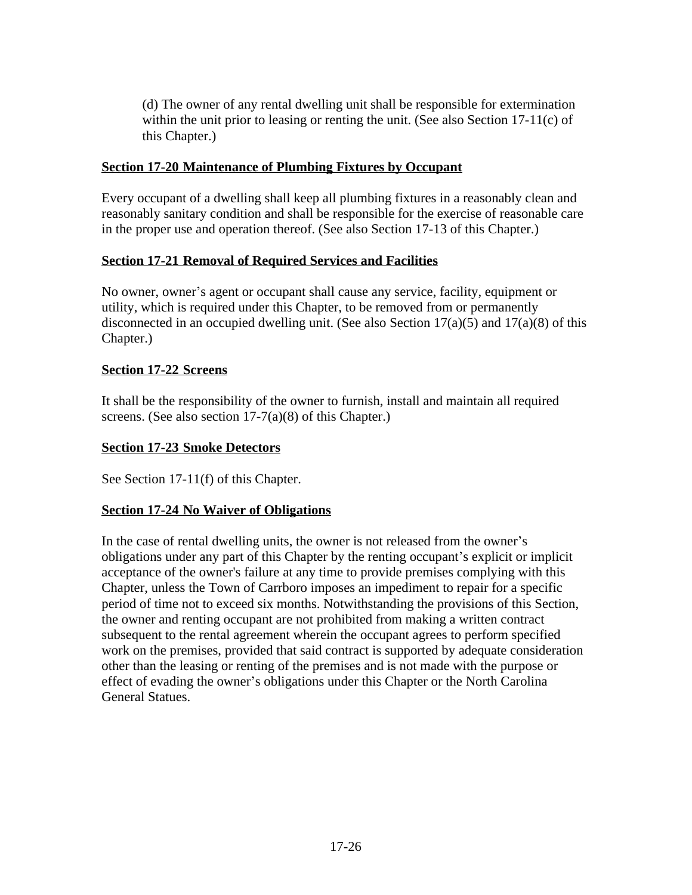(d) The owner of any rental dwelling unit shall be responsible for extermination within the unit prior to leasing or renting the unit. (See also Section 17-11(c) of this Chapter.)

## Section 17-20 Maintenance of Plumbing Fixtures by Occupant

Every occupant of a dwelling shall keep all plumbing fixtures in a reasonably clean and reasonably sanitary condition and shall be responsible for the exercise of reasonable care in the proper use and operation thereof. (See also Section 17-13 of this Chapter.)

## Section 17-21 Removal of Required Services and Facilities

No owner, owner's agent or occupant shall cause any service, facility, equipment or utility, which is required under this Chapter, to be removed from or permanently disconnected in an occupied dwelling unit. (See also Section 17(a)(5) and 17(a)(8) of this Chapter.)

## Section 17-22 Screens

It shall be the responsibility of the owner to furnish, install and maintain all required screens. (See also section 17-7(a)(8) of this Chapter.)

## Section 17-23 Smoke Detectors

See Section 17-11(f) of this Chapter.

## Section 17-24 No Waiver of Obligations

In the case of rental dwelling units, the owner is not released from the owner's obligations under any part of this Chapter by the renting occupant's explicit or implicit acceptance of the owner's failure at any time to provide premises complying with this Chapter, unless the Town of Carrboro imposes an impediment to repair for a specific period of time not to exceed six months. Notwithstanding the provisions of this Section, the owner and renting occupant are not prohibited from making a written contract subsequent to the rental agreement wherein the occupant agrees to perform specified work on the premises, provided that said contract is supported by adequate consideration other than the leasing or renting of the premises and is not made with the purpose or effect of evading the owner's obligations under this Chapter or the North Carolina General Statues.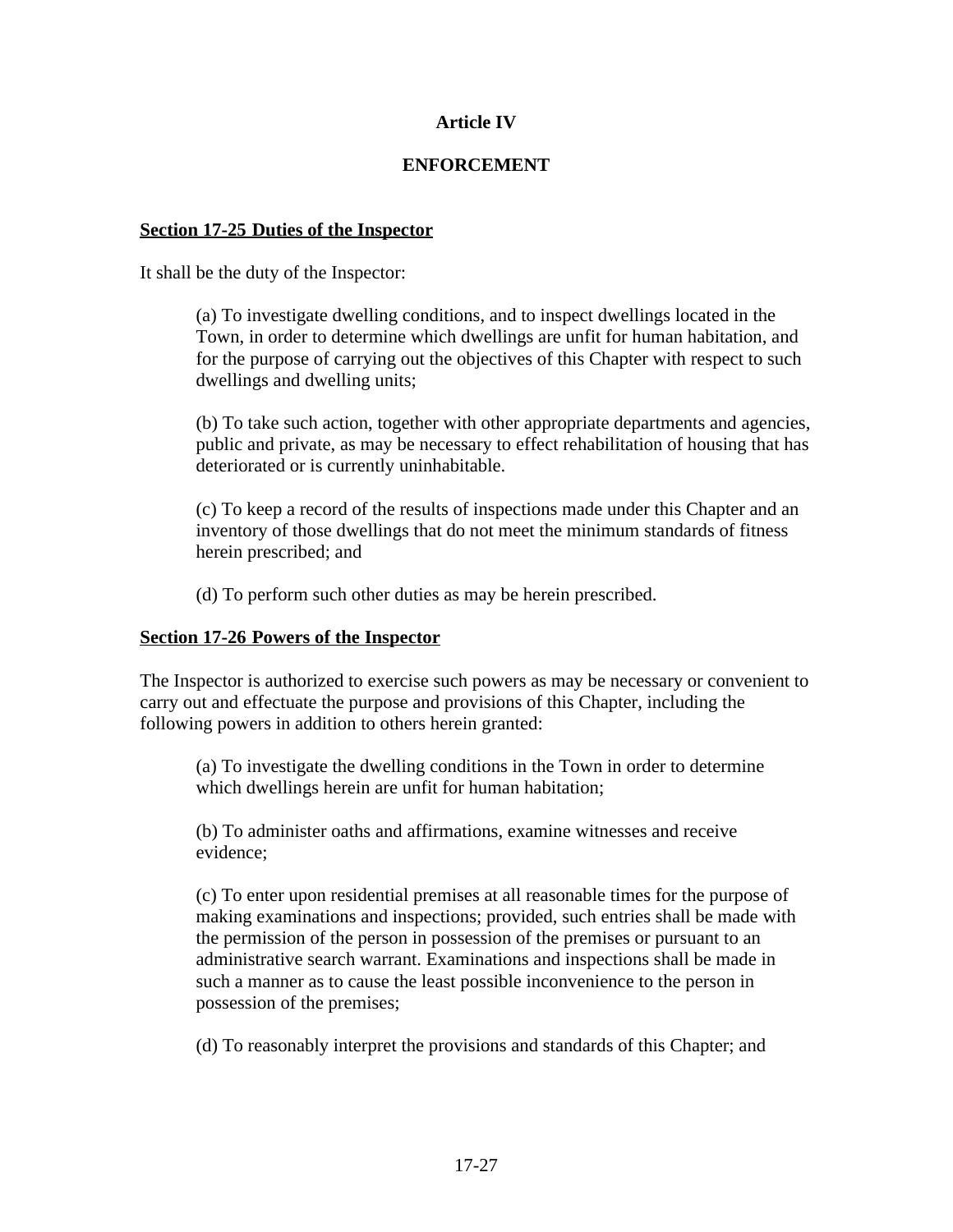## Article IV

## ENFORCEMENT

### Section 17-25 Duties of the Inspector

It shall be the duty of the Inspector:

(a) To investigate dwelling conditions, and to inspect dwellings located in the Town, in order to determine which dwellings are unfit for human habitation, and for the purpose of carrying out the objectives of this Chapter with respect to such dwellings and dwelling units;

(b) To take such action, together with other appropriate departments and agencies, public and private, as may be necessary to effect rehabilitation of housing that has deteriorated or is currently uninhabitable.

(c) To keep a record of the results of inspections made under this Chapter and an inventory of those dwellings that do not meet the minimum standards of fitness herein prescribed; and

(d) To perform such other duties as may be herein prescribed.

### Section 17-26 Powers of the Inspector

The Inspector is authorized to exercise such powers as may be necessary or convenient to carry out and effectuate the purpose and provisions of this Chapter, including the following powers in addition to others herein granted:

(a) To investigate the dwelling conditions in the Town in order to determine which dwellings herein are unfit for human habitation;

(b) To administer oaths and affirmations, examine witnesses and receive evidence;

(c) To enter upon residential premises at all reasonable times for the purpose of making examinations and inspections; provided, such entries shall be made with the permission of the person in possession of the premises or pursuant to an administrative search warrant. Examinations and inspections shall be made in such a manner as to cause the least possible inconvenience to the person in possession of the premises;

(d) To reasonably interpret the provisions and standards of this Chapter; and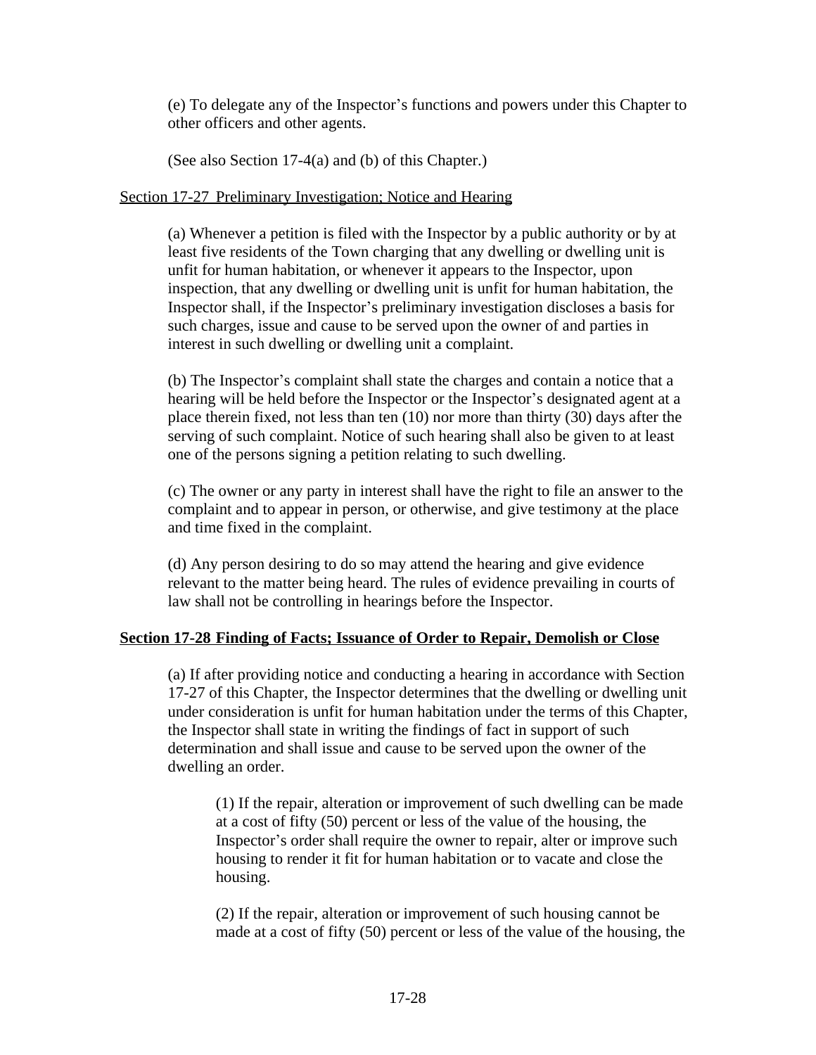(e) To delegate any of the Inspector's functions and powers under this Chapter to other officers and other agents.

(See also Section 17-4(a) and (b) of this Chapter.)

Section 17-27 Preliminary Investigation; Notice and Hearing

(a) Whenever a petition is filed with the Inspector by a public authority or by at least five residents of the Town charging that any dwelling or dwelling unit is unfit for human habitation, or whenever it appears to the Inspector, upon inspection, that any dwelling or dwelling unit is unfit for human habitation, the Inspector shall, if the Inspector's preliminary investigation discloses a basis for such charges, issue and cause to be served upon the owner of and parties in interest in such dwelling or dwelling unit a complaint.

(b) The Inspector's complaint shall state the charges and contain a notice that a hearing will be held before the Inspector or the Inspector's designated agent at a place therein fixed, not less than ten (10) nor more than thirty (30) days after the serving of such complaint. Notice of such hearing shall also be given to at least one of the persons signing a petition relating to such dwelling.

(c) The owner or any party in interest shall have the right to file an answer to the complaint and to appear in person, or otherwise, and give testimony at the place and time fixed in the complaint.

(d) Any person desiring to do so may attend the hearing and give evidence relevant to the matter being heard. The rules of evidence prevailing in courts of law shall not be controlling in hearings before the Inspector.

**Section 17-28 Finding of Facts; Issuance of Order to Repair, Demolish or Close**

(a) If after providing notice and conducting a hearing in accordance with Section 17-27 of this Chapter, the Inspector determines that the dwelling or dwelling unit under consideration is unfit for human habitation under the terms of this Chapter, the Inspector shall state in writing the findings of fact in support of such determination and shall issue and cause to be served upon the owner of the dwelling an order.

(1) If the repair, alteration or improvement of such dwelling can be made at a cost of fifty (50) percent or less of the value of the housing, the Inspector's order shall require the owner to repair, alter or improve such housing to render it fit for human habitation or to vacate and close the housing.

(2) If the repair, alteration or improvement of such housing cannot be made at a cost of fifty (50) percent or less of the value of the housing, the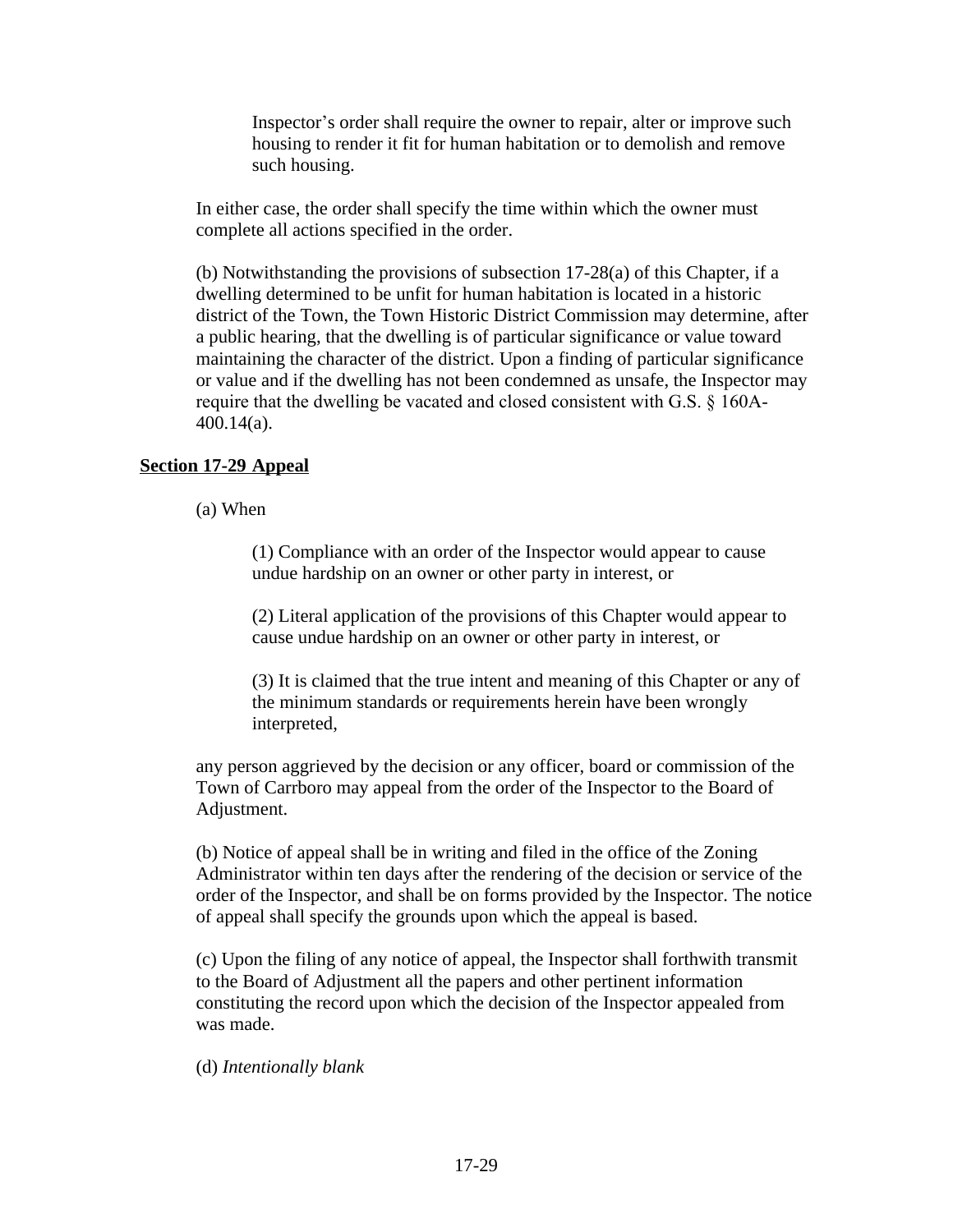Inspector's order shall require the owner to repair, alter or improve such housing to render it fit for human habitation or to demolish and remove such housing.

In either case, the order shall specify the time within which the owner must complete all actions specified in the order.

(b) Notwithstanding the provisions of subsection 17-28(a) of this Chapter, if a dwelling determined to be unfit for human habitation is located in a historic district of the Town, the Town Historic District Commission may determine, after a public hearing, that the dwelling is of particular significance or value toward maintaining the character of the district. Upon a finding of particular significance or value and if the dwelling has not been condemned as unsafe, the Inspector may require that the dwelling be vacated and closed consistent with G.S. § 160A-400.14(a).

## **Section 17-29 Appeal**

(a) When

(1) Compliance with an order of the Inspector would appear to cause undue hardship on an owner or other party in interest, or

(2) Literal application of the provisions of this Chapter would appear to cause undue hardship on an owner or other party in interest, or

(3) It is claimed that the true intent and meaning of this Chapter or any of the minimum standards or requirements herein have been wrongly interpreted,

any person aggrieved by the decision or any officer, board or commission of the Town of Carrboro may appeal from the order of the Inspector to the Board of Adjustment.

(b) Notice of appeal shall be in writing and filed in the office of the Zoning Administrator within ten days after the rendering of the decision or service of the order of the Inspector, and shall be on forms provided by the Inspector. The notice of appeal shall specify the grounds upon which the appeal is based.

(c) Upon the filing of any notice of appeal, the Inspector shall forthwith transmit to the Board of Adjustment all the papers and other pertinent information constituting the record upon which the decision of the Inspector appealed from was made.

(d) *Intentionally blank*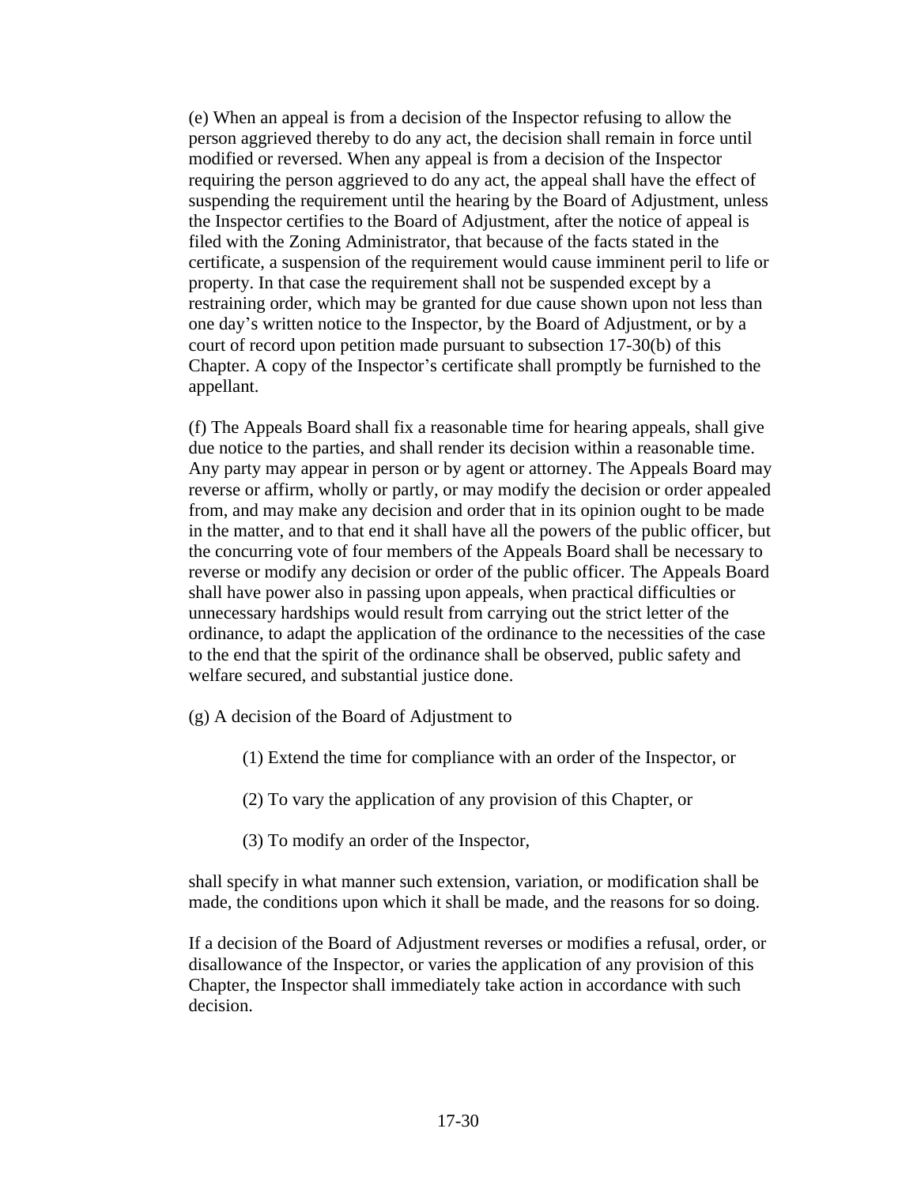(e) When an appeal is from a decision of the Inspector refusing to allow the person aggrieved thereby to do any act, the decision shall remain in force until modified or reversed. When any appeal is from a decision of the Inspector requiring the person aggrieved to do any act, the appeal shall have the effect of suspending the requirement until the hearing by the Board of Adjustment, unless the Inspector certifies to the Board of Adjustment, after the notice of appeal is filed with the Zoning Administrator, that because of the facts stated in the certificate, a suspension of the requirement would cause imminent peril to life or property. In that case the requirement shall not be suspended except by a restraining order, which may be granted for due cause shown upon not less than one day's written notice to the Inspector, by the Board of Adjustment, or by a court of record upon petition made pursuant to subsection 17-30(b) of this Chapter. A copy of the Inspector's certificate shall promptly be furnished to the appellant.

(f) The Appeals Board shall fix a reasonable time for hearing appeals, shall give due notice to the parties, and shall render its decision within a reasonable time. Any party may appear in person or by agent or attorney. The Appeals Board may reverse or affirm, wholly or partly, or may modify the decision or order appealed from, and may make any decision and order that in its opinion ought to be made in the matter, and to that end it shall have all the powers of the public officer, but the concurring vote of four members of the Appeals Board shall be necessary to reverse or modify any decision or order of the public officer. The Appeals Board shall have power also in passing upon appeals, when practical difficulties or unnecessary hardships would result from carrying out the strict letter of the ordinance, to adapt the application of the ordinance to the necessities of the case to the end that the spirit of the ordinance shall be observed, public safety and welfare secured, and substantial justice done.

(g) A decision of the Board of Adjustment to

(1) Extend the time for compliance with an order of the Inspector, or

(2) To vary the application of any provision of this Chapter, or

(3) To modify an order of the Inspector,

shall specify in what manner such extension, variation, or modification shall be made, the conditions upon which it shall be made, and the reasons for so doing.

If a decision of the Board of Adjustment reverses or modifies a refusal, order, or disallowance of the Inspector, or varies the application of any provision of this Chapter, the Inspector shall immediately take action in accordance with such decision.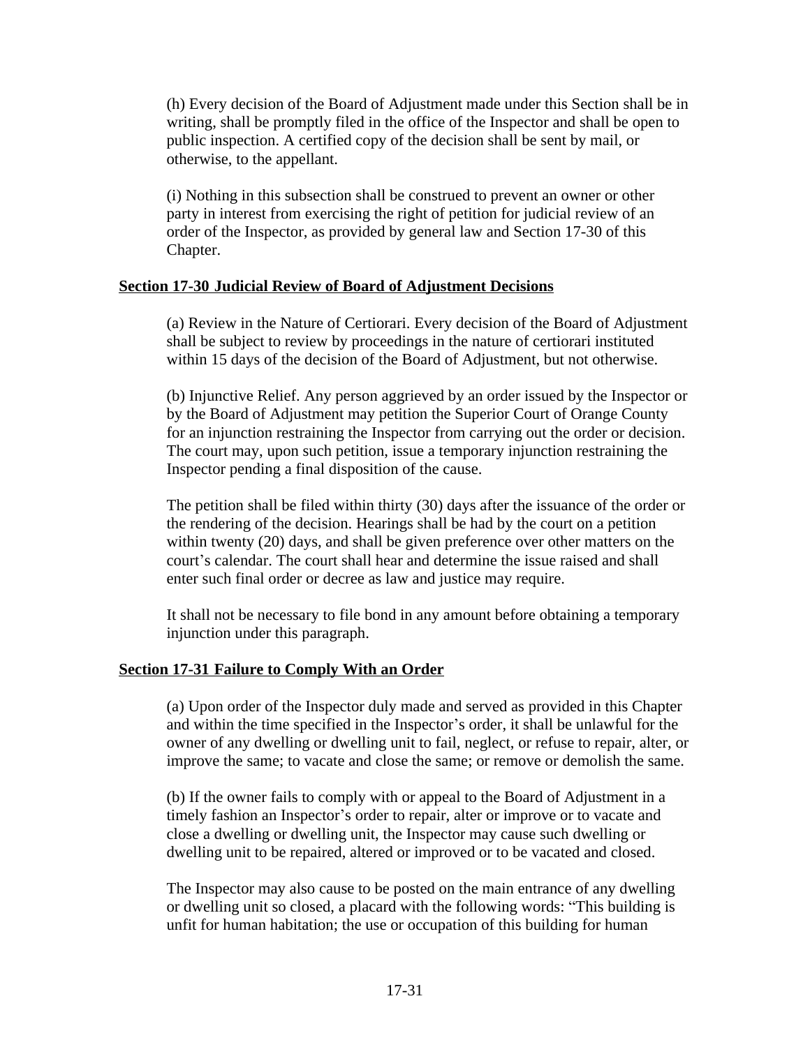(h) Every decision of the Board of Adjustment made under this Section shall be in writing, shall be promptly filed in the office of the Inspector and shall be open to public inspection. A certified copy of the decision shall be sent by mail, or otherwise, to the appellant.

(i) Nothing in this subsection shall be construed to prevent an owner or other party in interest from exercising the right of petition for judicial review of an order of the Inspector, as provided by general law and Section 17-30 of this Chapter.

**Section 17-30 Judicial Review of Board of Adjustment Decisions**

(a) Review in the Nature of Certiorari. Every decision of the Board of Adjustment shall be subject to review by proceedings in the nature of certiorari instituted within 15 days of the decision of the Board of Adjustment, but not otherwise.

(b) Injunctive Relief. Any person aggrieved by an order issued by the Inspector or by the Board of Adjustment may petition the Superior Court of Orange County for an injunction restraining the Inspector from carrying out the order or decision. The court may, upon such petition, issue a temporary injunction restraining the Inspector pending a final disposition of the cause.

The petition shall be filed within thirty (30) days after the issuance of the order or the rendering of the decision. Hearings shall be had by the court on a petition within twenty (20) days, and shall be given preference over other matters on the court's calendar. The court shall hear and determine the issue raised and shall enter such final order or decree as law and justice may require.

It shall not be necessary to file bond in any amount before obtaining a temporary injunction under this paragraph.

**Section 17-31 Failure to Comply With an Order**

(a) Upon order of the Inspector duly made and served as provided in this Chapter and within the time specified in the Inspector's order, it shall be unlawful for the owner of any dwelling or dwelling unit to fail, neglect, or refuse to repair, alter, or improve the same; to vacate and close the same; or remove or demolish the same.

(b) If the owner fails to comply with or appeal to the Board of Adjustment in a timely fashion an Inspector's order to repair, alter or improve or to vacate and close a dwelling or dwelling unit, the Inspector may cause such dwelling or dwelling unit to be repaired, altered or improved or to be vacated and closed.

The Inspector may also cause to be posted on the main entrance of any dwelling or dwelling unit so closed, a placard with the following words: "This building is unfit for human habitation; the use or occupation of this building for human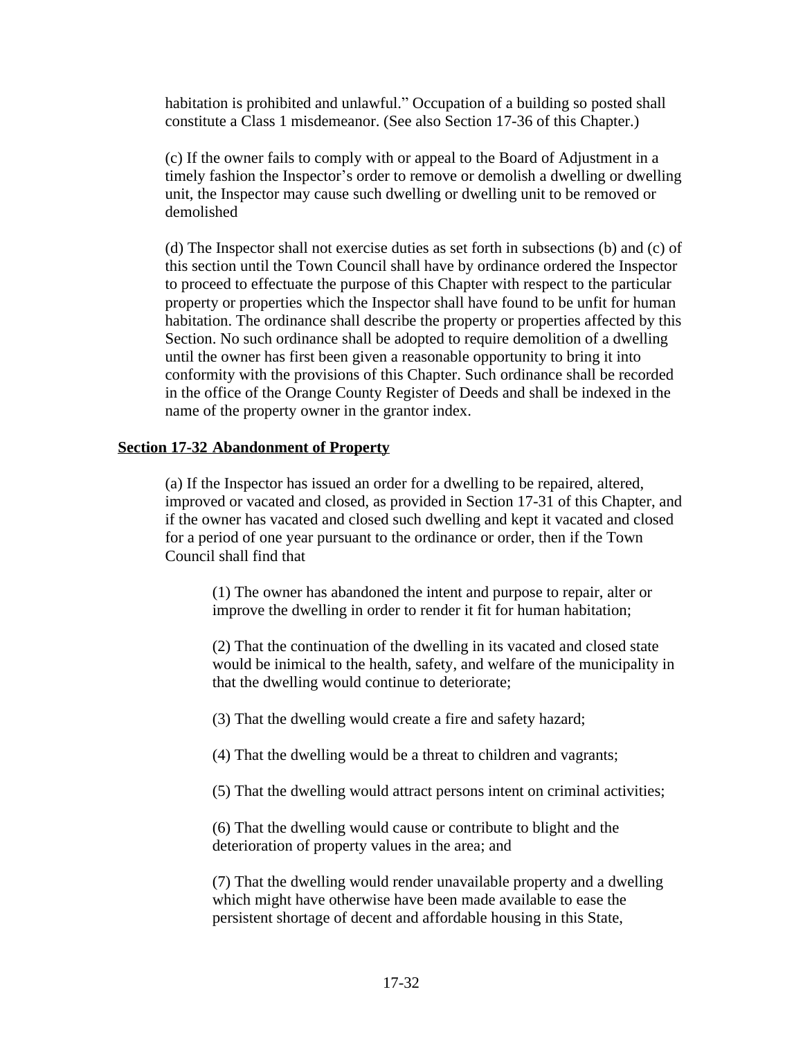habitation is prohibited and unlawful." Occupation of a building so posted shall constitute a Class 1 misdemeanor. (See also Section 17-36 of this Chapter.)

(c) If the owner fails to comply with or appeal to the Board of Adjustment in a timely fashion the Inspector's order to remove or demolish a dwelling or dwelling unit, the Inspector may cause such dwelling or dwelling unit to be removed or demolished

(d) The Inspector shall not exercise duties as set forth in subsections (b) and (c) of this section until the Town Council shall have by ordinance ordered the Inspector to proceed to effectuate the purpose of this Chapter with respect to the particular property or properties which the Inspector shall have found to be unfit for human habitation. The ordinance shall describe the property or properties affected by this Section. No such ordinance shall be adopted to require demolition of a dwelling until the owner has first been given a reasonable opportunity to bring it into conformity with the provisions of this Chapter. Such ordinance shall be recorded in the office of the Orange County Register of Deeds and shall be indexed in the name of the property owner in the grantor index.

**Section 17-32 Abandonment of Property**

(a) If the Inspector has issued an order for a dwelling to be repaired, altered, improved or vacated and closed, as provided in Section 17-31 of this Chapter, and if the owner has vacated and closed such dwelling and kept it vacated and closed for a period of one year pursuant to the ordinance or order, then if the Town Council shall find that

(1) The owner has abandoned the intent and purpose to repair, alter or improve the dwelling in order to render it fit for human habitation;

(2) That the continuation of the dwelling in its vacated and closed state would be inimical to the health, safety, and welfare of the municipality in that the dwelling would continue to deteriorate;

(3) That the dwelling would create a fire and safety hazard;

(4) That the dwelling would be a threat to children and vagrants;

(5) That the dwelling would attract persons intent on criminal activities;

(6) That the dwelling would cause or contribute to blight and the deterioration of property values in the area; and

(7) That the dwelling would render unavailable property and a dwelling which might have otherwise have been made available to ease the persistent shortage of decent and affordable housing in this State,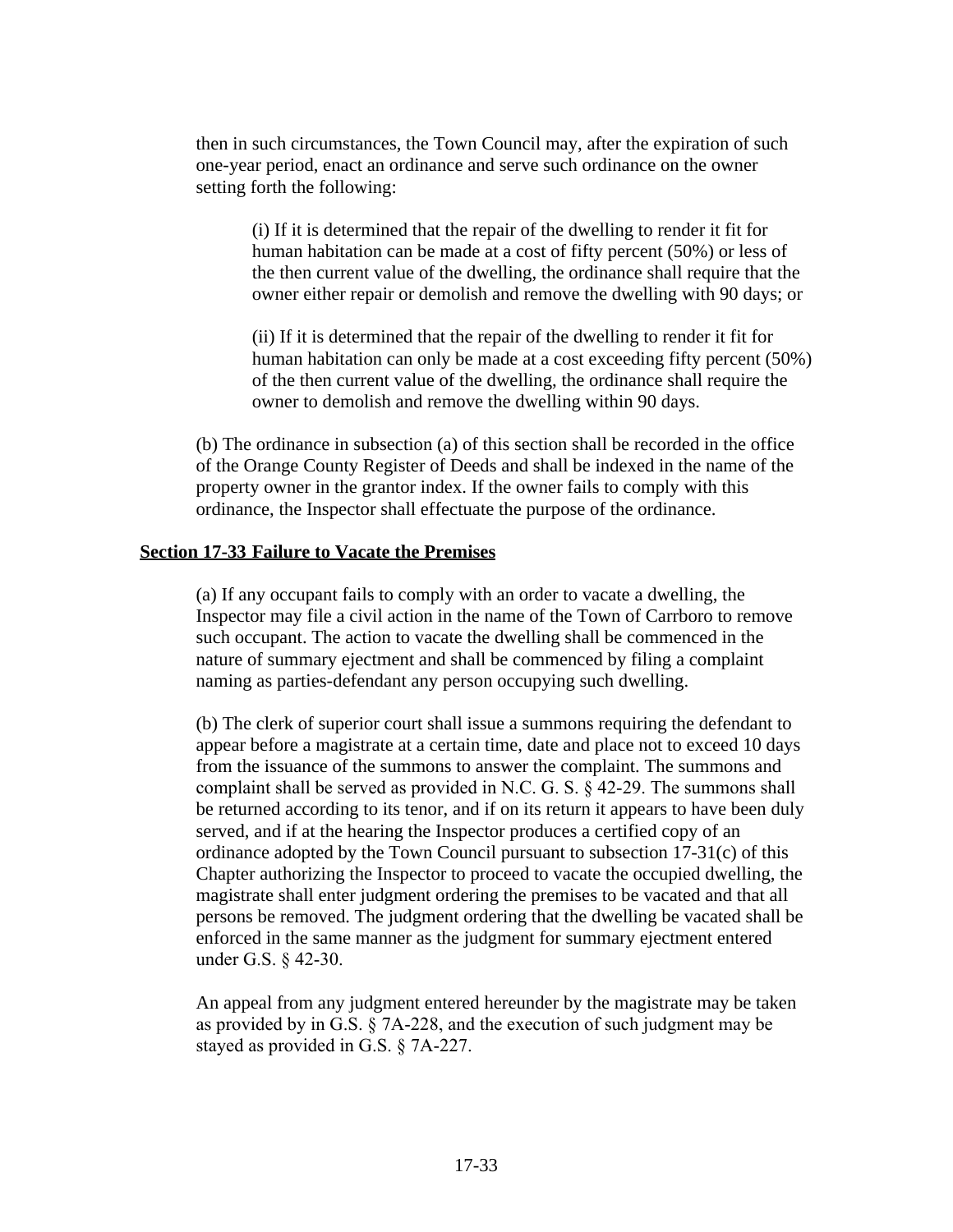then in such circumstances, the Town Council may, after the expiration of such one-year period, enact an ordinance and serve such ordinance on the owner setting forth the following:

(i) If it is determined that the repair of the dwelling to render it fit for human habitation can be made at a cost of fifty percent (50%) or less of the then current value of the dwelling, the ordinance shall require that the owner either repair or demolish and remove the dwelling with 90 days; or

(ii) If it is determined that the repair of the dwelling to render it fit for human habitation can only be made at a cost exceeding fifty percent (50%) of the then current value of the dwelling, the ordinance shall require the owner to demolish and remove the dwelling within 90 days.

(b) The ordinance in subsection (a) of this section shall be recorded in the office of the Orange County Register of Deeds and shall be indexed in the name of the property owner in the grantor index. If the owner fails to comply with this ordinance, the Inspector shall effectuate the purpose of the ordinance.

**Section 17-33 Failure to Vacate the Premises**

(a) If any occupant fails to comply with an order to vacate a dwelling, the Inspector may file a civil action in the name of the Town of Carrboro to remove such occupant. The action to vacate the dwelling shall be commenced in the nature of summary ejectment and shall be commenced by filing a complaint naming as parties-defendant any person occupying such dwelling.

(b) The clerk of superior court shall issue a summons requiring the defendant to appear before a magistrate at a certain time, date and place not to exceed 10 days from the issuance of the summons to answer the complaint. The summons and complaint shall be served as provided in N.C. G. S. § 42-29. The summons shall be returned according to its tenor, and if on its return it appears to have been duly served, and if at the hearing the Inspector produces a certified copy of an ordinance adopted by the Town Council pursuant to subsection 17-31(c) of this Chapter authorizing the Inspector to proceed to vacate the occupied dwelling, the magistrate shall enter judgment ordering the premises to be vacated and that all persons be removed. The judgment ordering that the dwelling be vacated shall be enforced in the same manner as the judgment for summary ejectment entered under G.S. § 42-30.

An appeal from any judgment entered hereunder by the magistrate may be taken as provided by in G.S. § 7A-228, and the execution of such judgment may be stayed as provided in G.S. § 7A-227.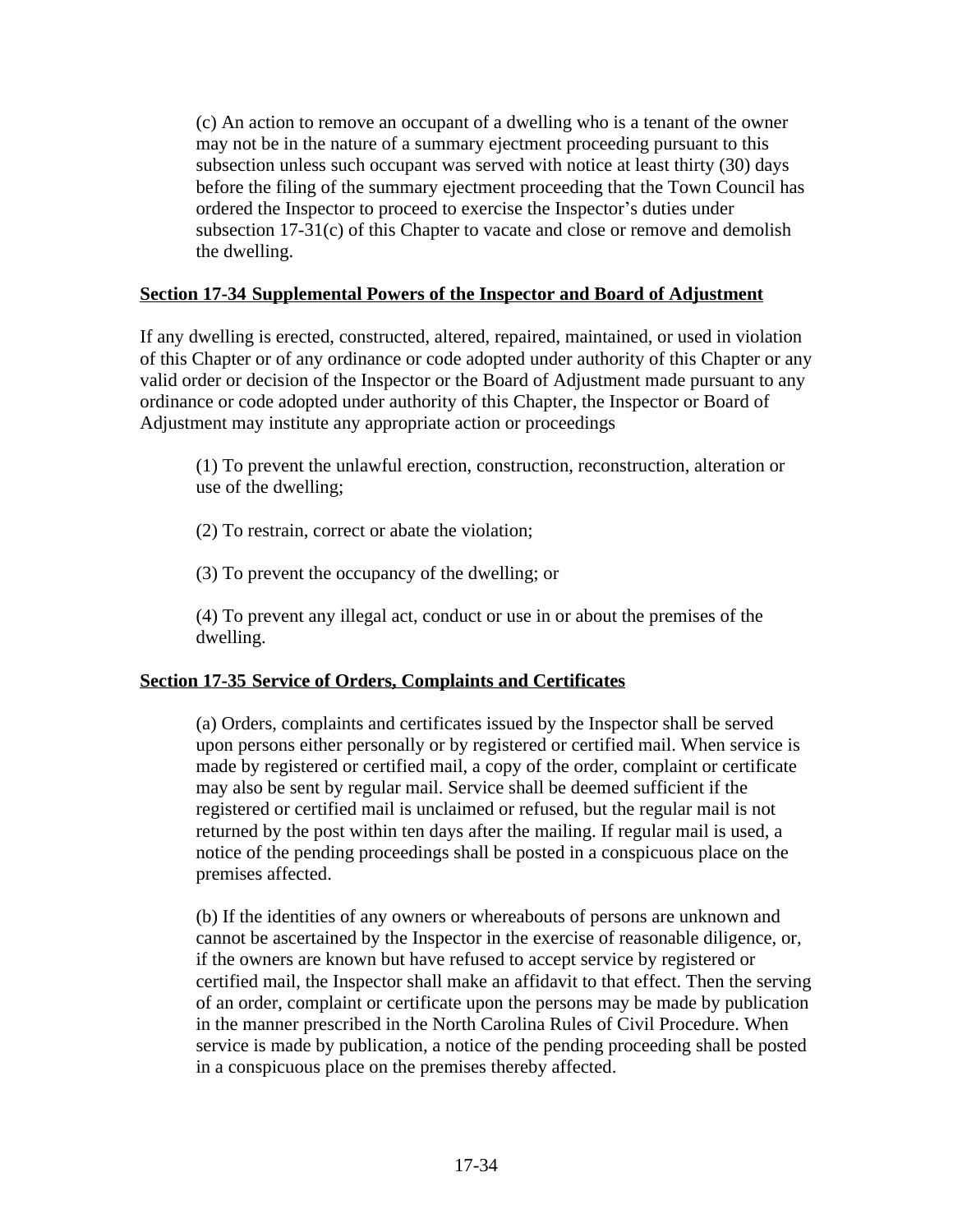(c) An action to remove an occupant of a dwelling who is a tenant of the owner may not be in the nature of a summary ejectment proceeding pursuant to this subsection unless such occupant was served with notice at least thirty (30) days before the filing of the summary ejectment proceeding that the Town Council has ordered the Inspector to proceed to exercise the Inspector's duties under subsection 17-31(c) of this Chapter to vacate and close or remove and demolish the dwelling.

## Section 17-34 Supplemental Powers of the Inspector and Board of Adjustment

If any dwelling is erected, constructed, altered, repaired, maintained, or used in violation of this Chapter or of any ordinance or code adopted under authority of this Chapter or any valid order or decision of the Inspector or the Board of Adjustment made pursuant to any ordinance or code adopted under authority of this Chapter, the Inspector or Board of Adjustment may institute any appropriate action or proceedings

(1) To prevent the unlawful erection, construction, reconstruction, alteration or use of the dwelling;

(2) To restrain, correct or abate the violation;

(3) To prevent the occupancy of the dwelling; or

(4) To prevent any illegal act, conduct or use in or about the premises of the dwelling.

## Section 17-35 Service of Orders, Complaints and Certificates

(a) Orders, complaints and certificates issued by the Inspector shall be served upon persons either personally or by registered or certified mail. When service is made by registered or certified mail, a copy of the order, complaint or certificate may also be sent by regular mail. Service shall be deemed sufficient if the registered or certified mail is unclaimed or refused, but the regular mail is not returned by the post within ten days after the mailing. If regular mail is used, a notice of the pending proceedings shall be posted in a conspicuous place on the premises affected.

(b) If the identities of any owners or whereabouts of persons are unknown and cannot be ascertained by the Inspector in the exercise of reasonable diligence, or, if the owners are known but have refused to accept service by registered or certified mail, the Inspector shall make an affidavit to that effect. Then the serving of an order, complaint or certificate upon the persons may be made by publication in the manner prescribed in the North Carolina Rules of Civil Procedure. When service is made by publication, a notice of the pending proceeding shall be posted in a conspicuous place on the premises thereby affected.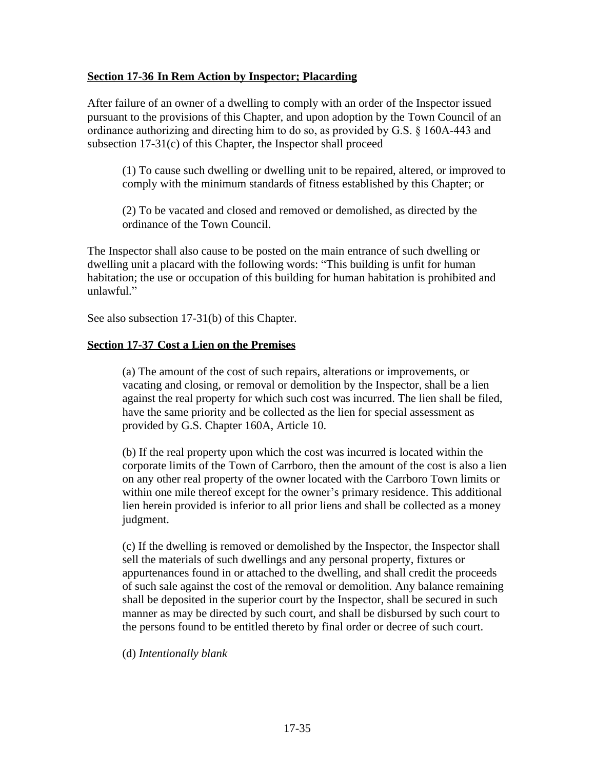**Section 17-36 In Rem Action by Inspector; Placarding**

After failure of an owner of a dwelling to comply with an order of the Inspector issued pursuant to the provisions of this Chapter, and upon adoption by the Town Council of an ordinance authorizing and directing him to do so, as provided by G.S. § 160A-443 and subsection 17-31(c) of this Chapter, the Inspector shall proceed

(1) To cause such dwelling or dwelling unit to be repaired, altered, or improved to comply with the minimum standards of fitness established by this Chapter; or

(2) To be vacated and closed and removed or demolished, as directed by the ordinance of the Town Council.

The Inspector shall also cause to be posted on the main entrance of such dwelling or dwelling unit a placard with the following words: "This building is unfit for human habitation; the use or occupation of this building for human habitation is prohibited and unlawful."

See also subsection 17-31(b) of this Chapter.

**Section 17-37 Cost a Lien on the Premises**

(a) The amount of the cost of such repairs, alterations or improvements, or vacating and closing, or removal or demolition by the Inspector, shall be a lien against the real property for which such cost was incurred. The lien shall be filed, have the same priority and be collected as the lien for special assessment as provided by G.S. Chapter 160A, Article 10.

(b) If the real property upon which the cost was incurred is located within the corporate limits of the Town of Carrboro, then the amount of the cost is also a lien on any other real property of the owner located with the Carrboro Town limits or within one mile thereof except for the owner's primary residence. This additional lien herein provided is inferior to all prior liens and shall be collected as a money judgment.

(c) If the dwelling is removed or demolished by the Inspector, the Inspector shall sell the materials of such dwellings and any personal property, fixtures or appurtenances found in or attached to the dwelling, and shall credit the proceeds of such sale against the cost of the removal or demolition. Any balance remaining shall be deposited in the superior court by the Inspector, shall be secured in such manner as may be directed by such court, and shall be disbursed by such court to the persons found to be entitled thereto by final order or decree of such court.

(d) *Intentionally blank*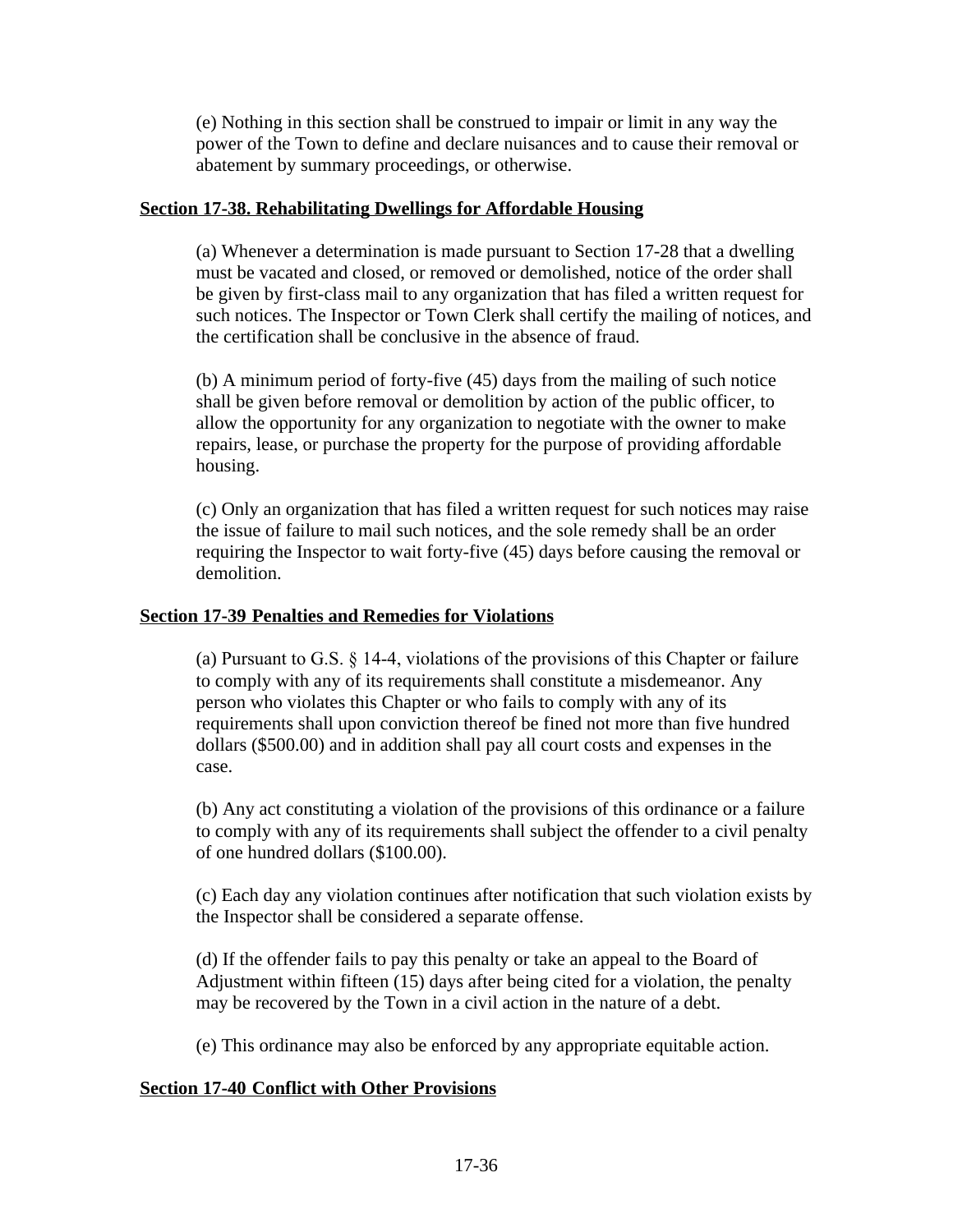(e) Nothing in this section shall be construed to impair or limit in any way the power of the Town to define and declare nuisances and to cause their removal or abatement by summary proceedings, or otherwise.

**Section 17-38. Rehabilitating Dwellings for Affordable Housing**

(a) Whenever a determination is made pursuant to Section 17-28 that a dwelling must be vacated and closed, or removed or demolished, notice of the order shall be given by first-class mail to any organization that has filed a written request for such notices. The Inspector or Town Clerk shall certify the mailing of notices, and the certification shall be conclusive in the absence of fraud.

(b) A minimum period of forty-five (45) days from the mailing of such notice shall be given before removal or demolition by action of the public officer, to allow the opportunity for any organization to negotiate with the owner to make repairs, lease, or purchase the property for the purpose of providing affordable housing.

(c) Only an organization that has filed a written request for such notices may raise the issue of failure to mail such notices, and the sole remedy shall be an order requiring the Inspector to wait forty-five (45) days before causing the removal or demolition.

**Section 17-39 Penalties and Remedies for Violations**

(a) Pursuant to G.S. § 14-4, violations of the provisions of this Chapter or failure to comply with any of its requirements shall constitute a misdemeanor. Any person who violates this Chapter or who fails to comply with any of its requirements shall upon conviction thereof be fined not more than five hundred dollars ($500.00) and in addition shall pay all court costs and expenses in the case.

(b) Any act constituting a violation of the provisions of this ordinance or a failure to comply with any of its requirements shall subject the offender to a civil penalty of one hundred dollars ($100.00).

(c) Each day any violation continues after notification that such violation exists by the Inspector shall be considered a separate offense.

(d) If the offender fails to pay this penalty or take an appeal to the Board of Adjustment within fifteen (15) days after being cited for a violation, the penalty may be recovered by the Town in a civil action in the nature of a debt.

(e) This ordinance may also be enforced by any appropriate equitable action.

**Section 17-40 Conflict with Other Provisions**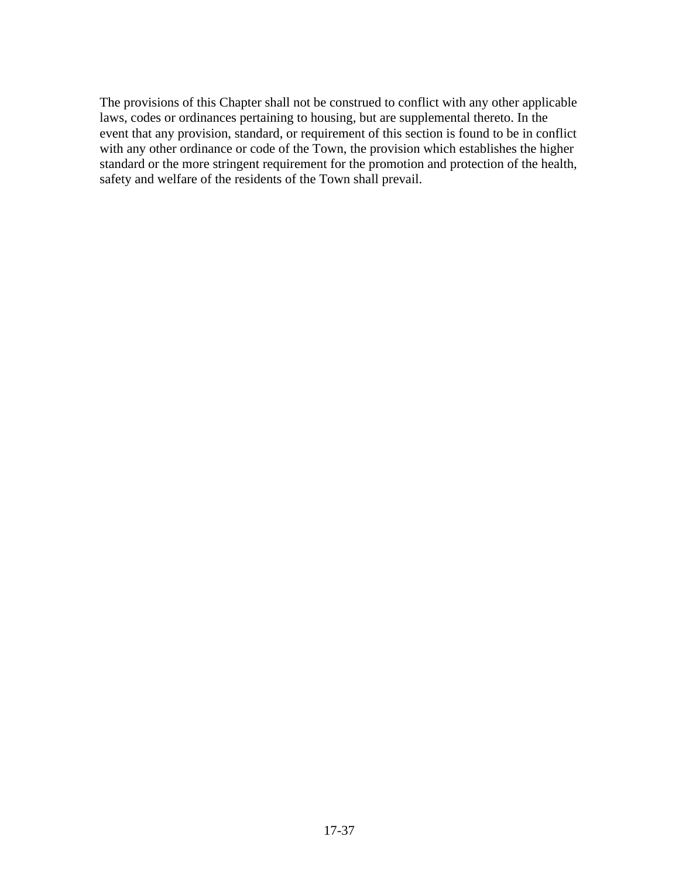The provisions of this Chapter shall not be construed to conflict with any other applicable laws, codes or ordinances pertaining to housing, but are supplemental thereto. In the event that any provision, standard, or requirement of this section is found to be in conflict with any other ordinance or code of the Town, the provision which establishes the higher standard or the more stringent requirement for the promotion and protection of the health, safety and welfare of the residents of the Town shall prevail.